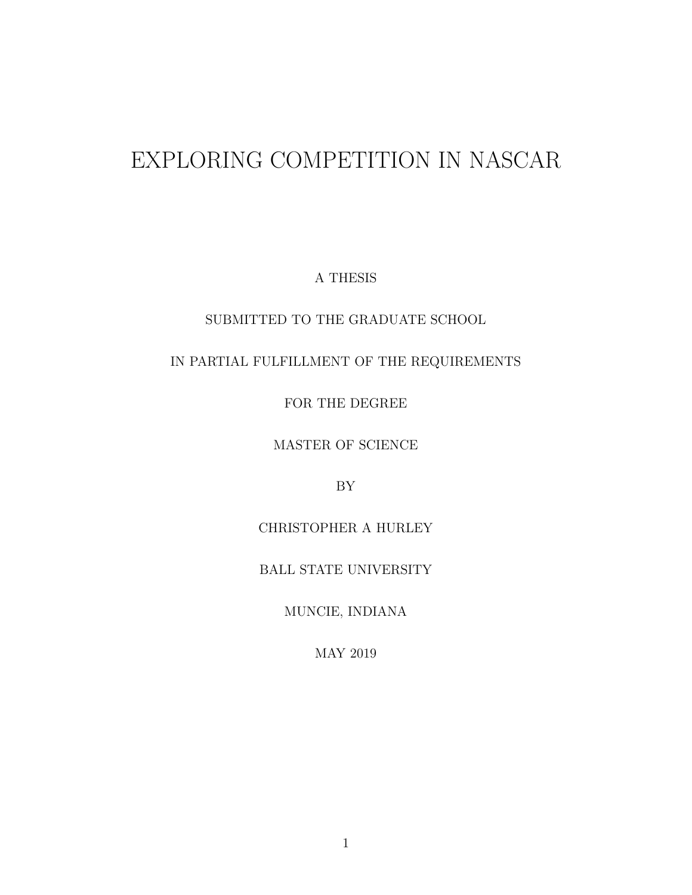# EXPLORING COMPETITION IN NASCAR

A THESIS

SUBMITTED TO THE GRADUATE SCHOOL

IN PARTIAL FULFILLMENT OF THE REQUIREMENTS

FOR THE DEGREE

MASTER OF SCIENCE

BY

CHRISTOPHER A HURLEY

BALL STATE UNIVERSITY

MUNCIE, INDIANA

MAY 2019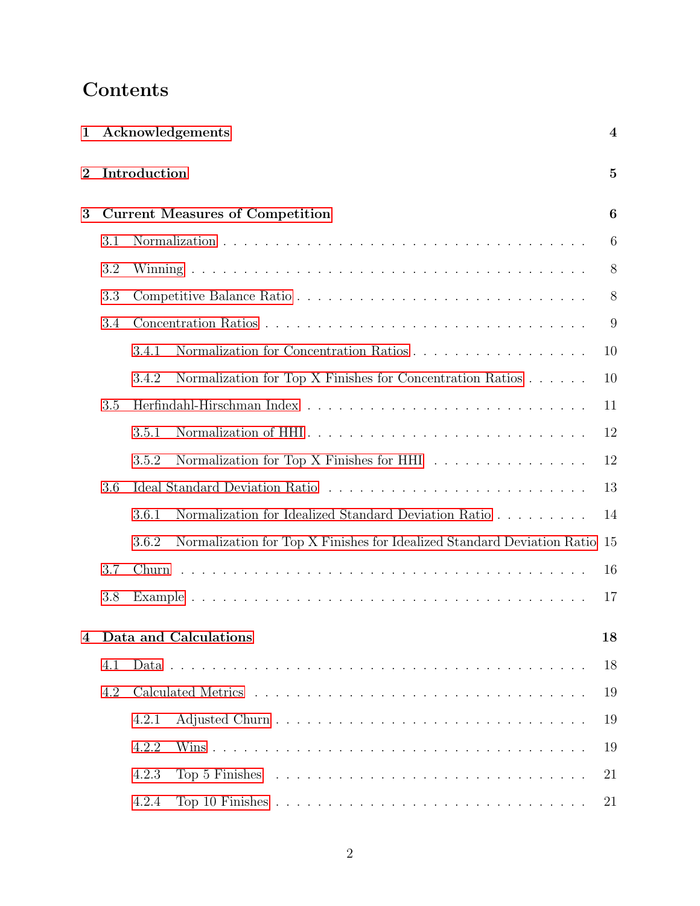# Contents

**1 Acknowledgements** **4**

**2 Introduction** **5**

**3 Current Measures of Competition** **6**

- 3.1 Normalization . . . . . . . . . . . . . . . . . . . . . . . . . . . . . . . . . . 6
- 3.2 Winning . . . . . . . . . . . . . . . . . . . . . . . . . . . . . . . . . . 8
- 3.3 Competitive Balance Ratio . . . . . . . . . . . . . . . . . . . . . . . . . . 8
- 3.4 Concentration Ratios . . . . . . . . . . . . . . . . . . . . . . . . . . . . 9
  - 3.4.1 Normalization for Concentration Ratios . . . . . . . . . . . . . . . . . 10
  - 3.4.2 Normalization for Top X Finishes for Concentration Ratios . . . . . . 10
- 3.5 Herfindahl-Hirschman Index . . . . . . . . . . . . . . . . . . . . . . . . . 11
  - 3.5.1 Normalization of HHI . . . . . . . . . . . . . . . . . . . . . . . . . . 12
  - 3.5.2 Normalization for Top X Finishes for HHI . . . . . . . . . . . . . . . 12
- 3.6 Ideal Standard Deviation Ratio . . . . . . . . . . . . . . . . . . . . . . . 13
  - 3.6.1 Normalization for Idealized Standard Deviation Ratio . . . . . . . . . 14
  - 3.6.2 Normalization for Top X Finishes for Idealized Standard Deviation Ratio 15
- 3.7 Churn . . . . . . . . . . . . . . . . . . . . . . . . . . . . . . . . . . . 16
- 3.8 Example . . . . . . . . . . . . . . . . . . . . . . . . . . . . . . . . . . 17

**4 Data and Calculations** **18**

- 4.1 Data . . . . . . . . . . . . . . . . . . . . . . . . . . . . . . . . . . . . 18
- 4.2 Calculated Metrics . . . . . . . . . . . . . . . . . . . . . . . . . . . . . 19
  - 4.2.1 Adjusted Churn . . . . . . . . . . . . . . . . . . . . . . . . . . . . . 19
  - 4.2.2 Wins . . . . . . . . . . . . . . . . . . . . . . . . . . . . . . . . . . 19
  - 4.2.3 Top 5 Finishes . . . . . . . . . . . . . . . . . . . . . . . . . . . . . 21
  - 4.2.4 Top 10 Finishes . . . . . . . . . . . . . . . . . . . . . . . . . . . . 21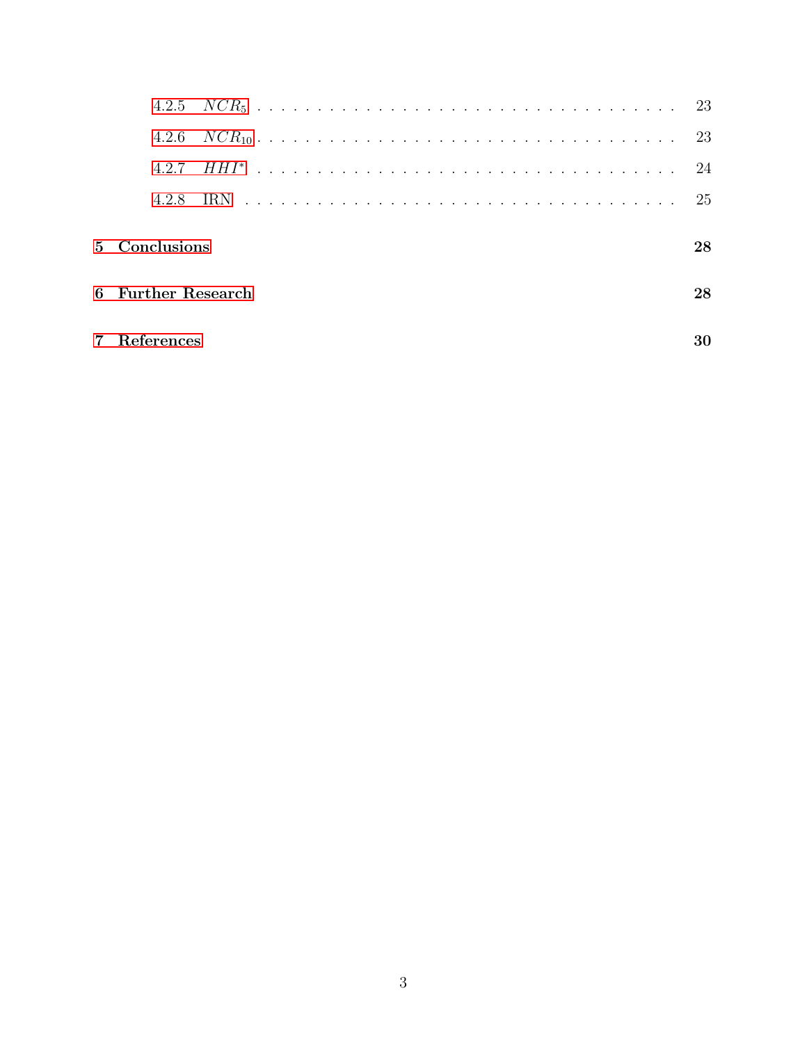4.2.5 $NCR_5$ . . . . . . . . . . 23

4.2.6 $NCR_{10}$ . . . . . . . . . . 23

4.2.7 $HHI^*$ . . . . . . . . . . 24

4.2.8 IRN . . . . . . . . . . 25

**5 Conclusions** **28**

**6 Further Research** **28**

**7 References** **30**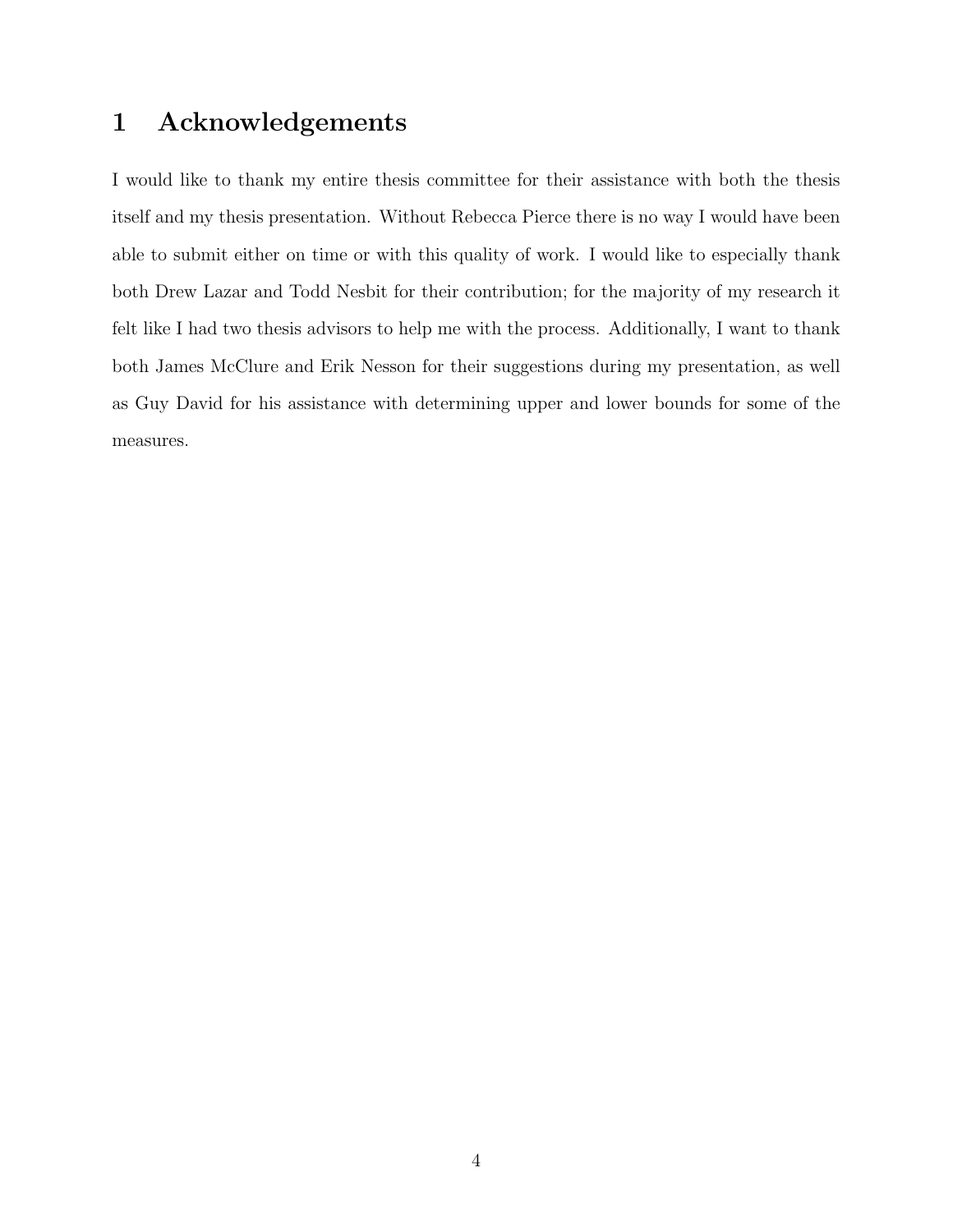# 1 Acknowledgements

I would like to thank my entire thesis committee for their assistance with both the thesis itself and my thesis presentation. Without Rebecca Pierce there is no way I would have been able to submit either on time or with this quality of work. I would like to especially thank both Drew Lazar and Todd Nesbit for their contribution; for the majority of my research it felt like I had two thesis advisors to help me with the process. Additionally, I want to thank both James McClure and Erik Nesson for their suggestions during my presentation, as well as Guy David for his assistance with determining upper and lower bounds for some of the measures.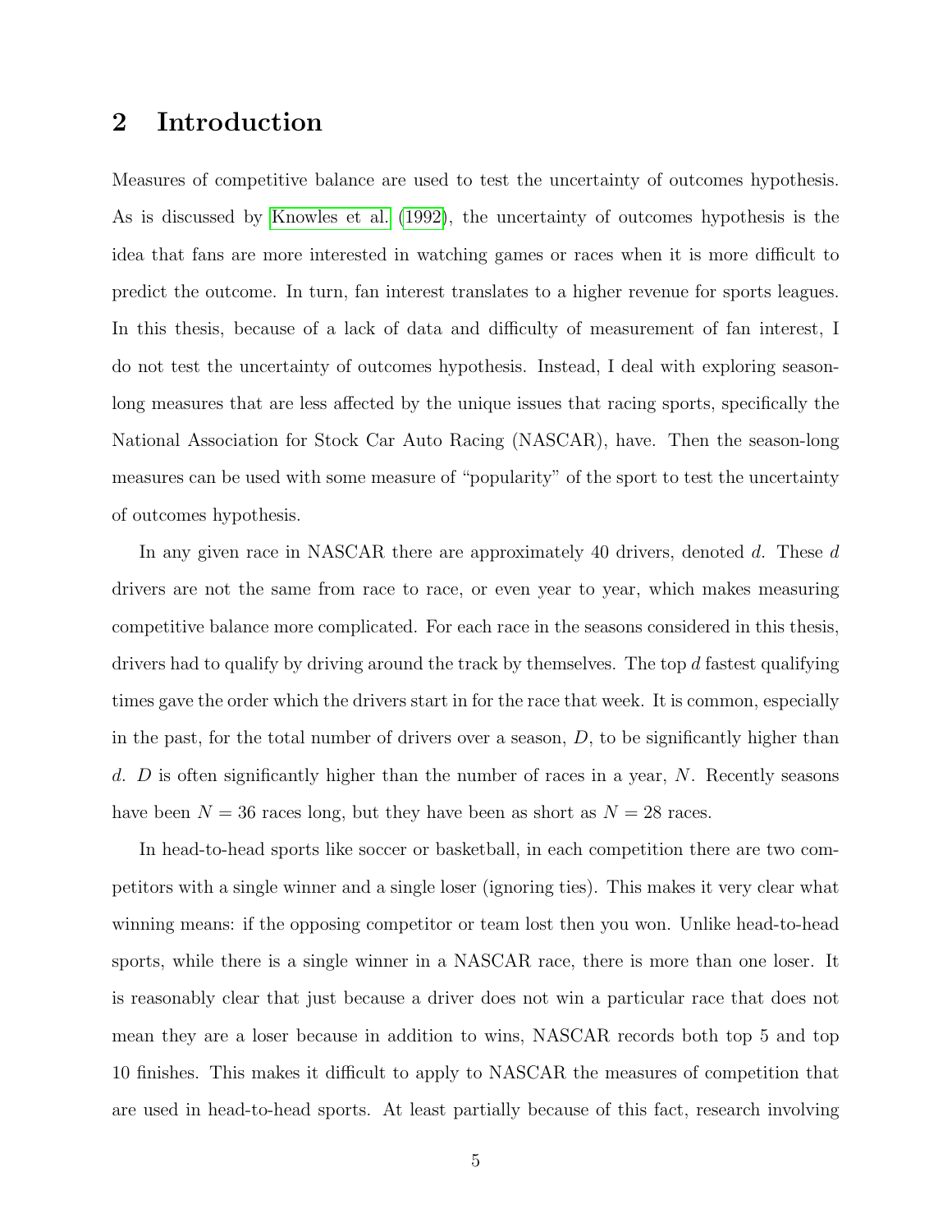## 2 Introduction

Measures of competitive balance are used to test the uncertainty of outcomes hypothesis. As is discussed by Knowles et al. (1992), the uncertainty of outcomes hypothesis is the idea that fans are more interested in watching games or races when it is more difficult to predict the outcome. In turn, fan interest translates to a higher revenue for sports leagues. In this thesis, because of a lack of data and difficulty of measurement of fan interest, I do not test the uncertainty of outcomes hypothesis. Instead, I deal with exploring season-long measures that are less affected by the unique issues that racing sports, specifically the National Association for Stock Car Auto Racing (NASCAR), have. Then the season-long measures can be used with some measure of "popularity" of the sport to test the uncertainty of outcomes hypothesis.

In any given race in NASCAR there are approximately 40 drivers, denoted $d$. These $d$ drivers are not the same from race to race, or even year to year, which makes measuring competitive balance more complicated. For each race in the seasons considered in this thesis, drivers had to qualify by driving around the track by themselves. The top $d$ fastest qualifying times gave the order which the drivers start in for the race that week. It is common, especially in the past, for the total number of drivers over a season, $D$, to be significantly higher than $d$. $D$ is often significantly higher than the number of races in a year, $N$. Recently seasons have been $N = 36$ races long, but they have been as short as $N = 28$ races.

In head-to-head sports like soccer or basketball, in each competition there are two competitors with a single winner and a single loser (ignoring ties). This makes it very clear what winning means: if the opposing competitor or team lost then you won. Unlike head-to-head sports, while there is a single winner in a NASCAR race, there is more than one loser. It is reasonably clear that just because a driver does not win a particular race that does not mean they are a loser because in addition to wins, NASCAR records both top 5 and top 10 finishes. This makes it difficult to apply to NASCAR the measures of competition that are used in head-to-head sports. At least partially because of this fact, research involving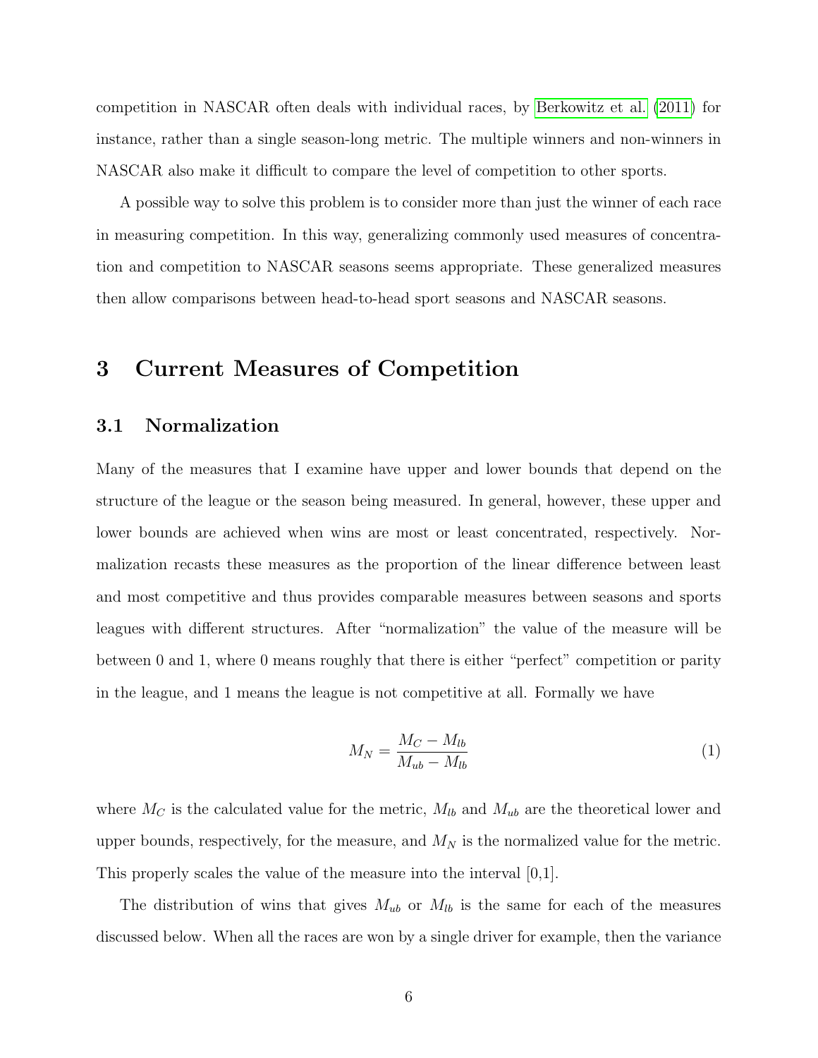competition in NASCAR often deals with individual races, by Berkowitz et al. (2011) for instance, rather than a single season-long metric. The multiple winners and non-winners in NASCAR also make it difficult to compare the level of competition to other sports.

A possible way to solve this problem is to consider more than just the winner of each race in measuring competition. In this way, generalizing commonly used measures of concentration and competition to NASCAR seasons seems appropriate. These generalized measures then allow comparisons between head-to-head sport seasons and NASCAR seasons.

# 3 Current Measures of Competition

## 3.1 Normalization

Many of the measures that I examine have upper and lower bounds that depend on the structure of the league or the season being measured. In general, however, these upper and lower bounds are achieved when wins are most or least concentrated, respectively. Normalization recasts these measures as the proportion of the linear difference between least and most competitive and thus provides comparable measures between seasons and sports leagues with different structures. After "normalization" the value of the measure will be between 0 and 1, where 0 means roughly that there is either "perfect" competition or parity in the league, and 1 means the league is not competitive at all. Formally we have

$$M_N = \frac{M_C - M_{lb}}{M_{ub} - M_{lb}} \tag{1}$$

where $M_C$ is the calculated value for the metric, $M_{lb}$ and $M_{ub}$ are the theoretical lower and upper bounds, respectively, for the measure, and $M_N$ is the normalized value for the metric. This properly scales the value of the measure into the interval [0,1].

The distribution of wins that gives $M_{ub}$ or $M_{lb}$ is the same for each of the measures discussed below. When all the races are won by a single driver for example, then the variance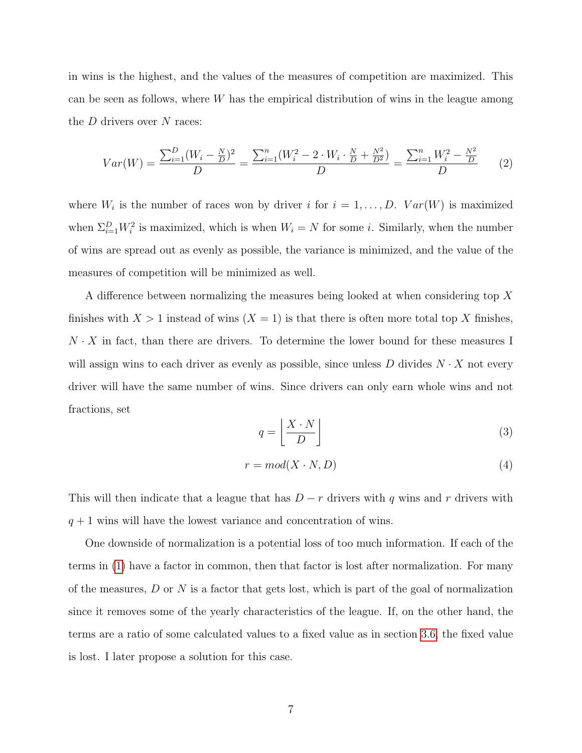in wins is the highest, and the values of the measures of competition are maximized. This can be seen as follows, where $W$ has the empirical distribution of wins in the league among the $D$ drivers over $N$ races:

$$Var(W) = \frac{\sum_{i=1}^{D}(W_i - \frac{N}{D})^2}{D} = \frac{\sum_{i=1}^{n}(W_i^2 - 2 \cdot W_i \cdot \frac{N}{D} + \frac{N^2}{D^2})}{D} = \frac{\sum_{i=1}^{n} W_i^2 - \frac{N^2}{D}}{D} \tag{2}$$

where $W_i$ is the number of races won by driver $i$ for $i = 1, \ldots, D$. $Var(W)$ is maximized when $\Sigma_{i=1}^{D} W_i^2$ is maximized, which is when $W_i = N$ for some $i$. Similarly, when the number of wins are spread out as evenly as possible, the variance is minimized, and the value of the measures of competition will be minimized as well.

A difference between normalizing the measures being looked at when considering top $X$ finishes with $X > 1$ instead of wins ($X = 1$) is that there is often more total top $X$ finishes, $N \cdot X$ in fact, than there are drivers. To determine the lower bound for these measures I will assign wins to each driver as evenly as possible, since unless $D$ divides $N \cdot X$ not every driver will have the same number of wins. Since drivers can only earn whole wins and not fractions, set

$$q = \left\lfloor \frac{X \cdot N}{D} \right\rfloor \tag{3}$$

$$r = mod(X \cdot N, D) \tag{4}$$

This will then indicate that a league that has $D - r$ drivers with $q$ wins and $r$ drivers with $q + 1$ wins will have the lowest variance and concentration of wins.

One downside of normalization is a potential loss of too much information. If each of the terms in (1) have a factor in common, then that factor is lost after normalization. For many of the measures, $D$ or $N$ is a factor that gets lost, which is part of the goal of normalization since it removes some of the yearly characteristics of the league. If, on the other hand, the terms are a ratio of some calculated values to a fixed value as in section 3.6, the fixed value is lost. I later propose a solution for this case.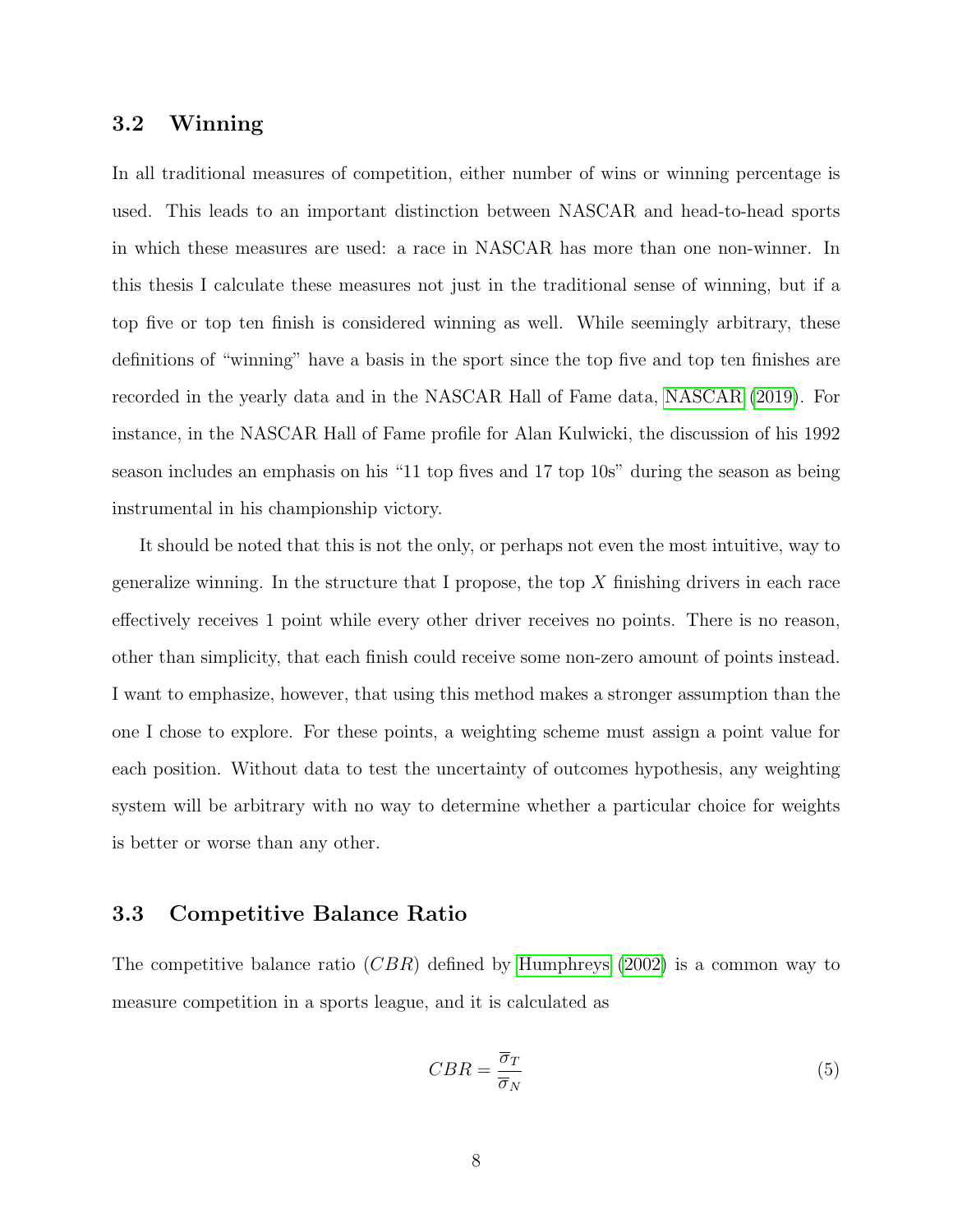## 3.2 Winning

In all traditional measures of competition, either number of wins or winning percentage is used. This leads to an important distinction between NASCAR and head-to-head sports in which these measures are used: a race in NASCAR has more than one non-winner. In this thesis I calculate these measures not just in the traditional sense of winning, but if a top five or top ten finish is considered winning as well. While seemingly arbitrary, these definitions of "winning" have a basis in the sport since the top five and top ten finishes are recorded in the yearly data and in the NASCAR Hall of Fame data, NASCAR (2019). For instance, in the NASCAR Hall of Fame profile for Alan Kulwicki, the discussion of his 1992 season includes an emphasis on his "11 top fives and 17 top 10s" during the season as being instrumental in his championship victory.

It should be noted that this is not the only, or perhaps not even the most intuitive, way to generalize winning. In the structure that I propose, the top $X$ finishing drivers in each race effectively receives 1 point while every other driver receives no points. There is no reason, other than simplicity, that each finish could receive some non-zero amount of points instead. I want to emphasize, however, that using this method makes a stronger assumption than the one I chose to explore. For these points, a weighting scheme must assign a point value for each position. Without data to test the uncertainty of outcomes hypothesis, any weighting system will be arbitrary with no way to determine whether a particular choice for weights is better or worse than any other.

## 3.3 Competitive Balance Ratio

The competitive balance ratio ($CBR$) defined by Humphreys (2002) is a common way to measure competition in a sports league, and it is calculated as

$$CBR = \frac{\overline{\sigma}_T}{\overline{\sigma}_N} \tag{5}$$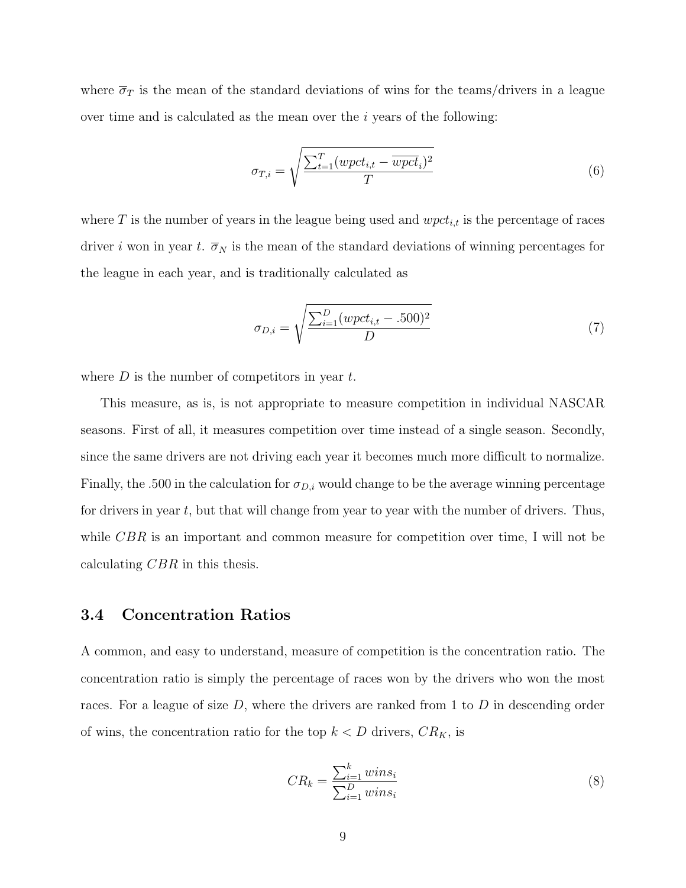where $\overline{\sigma}_T$ is the mean of the standard deviations of wins for the teams/drivers in a league over time and is calculated as the mean over the $i$ years of the following:

$$\sigma_{T,i} = \sqrt{\frac{\sum_{t=1}^{T}(wpct_{i,t} - \overline{wpct}_i)^2}{T}} \tag{6}$$

where $T$ is the number of years in the league being used and $wpct_{i,t}$ is the percentage of races driver $i$ won in year $t$. $\overline{\sigma}_N$ is the mean of the standard deviations of winning percentages for the league in each year, and is traditionally calculated as

$$\sigma_{D,i} = \sqrt{\frac{\sum_{i=1}^{D}(wpct_{i,t} - .500)^2}{D}} \tag{7}$$

where $D$ is the number of competitors in year $t$.

This measure, as is, is not appropriate to measure competition in individual NASCAR seasons. First of all, it measures competition over time instead of a single season. Secondly, since the same drivers are not driving each year it becomes much more difficult to normalize. Finally, the .500 in the calculation for $\sigma_{D,i}$ would change to be the average winning percentage for drivers in year $t$, but that will change from year to year with the number of drivers. Thus, while $CBR$ is an important and common measure for competition over time, I will not be calculating $CBR$ in this thesis.

### 3.4 Concentration Ratios

A common, and easy to understand, measure of competition is the concentration ratio. The concentration ratio is simply the percentage of races won by the drivers who won the most races. For a league of size $D$, where the drivers are ranked from 1 to $D$ in descending order of wins, the concentration ratio for the top $k < D$ drivers, $CR_K$, is

$$CR_k = \frac{\sum_{i=1}^{k} wins_i}{\sum_{i=1}^{D} wins_i} \tag{8}$$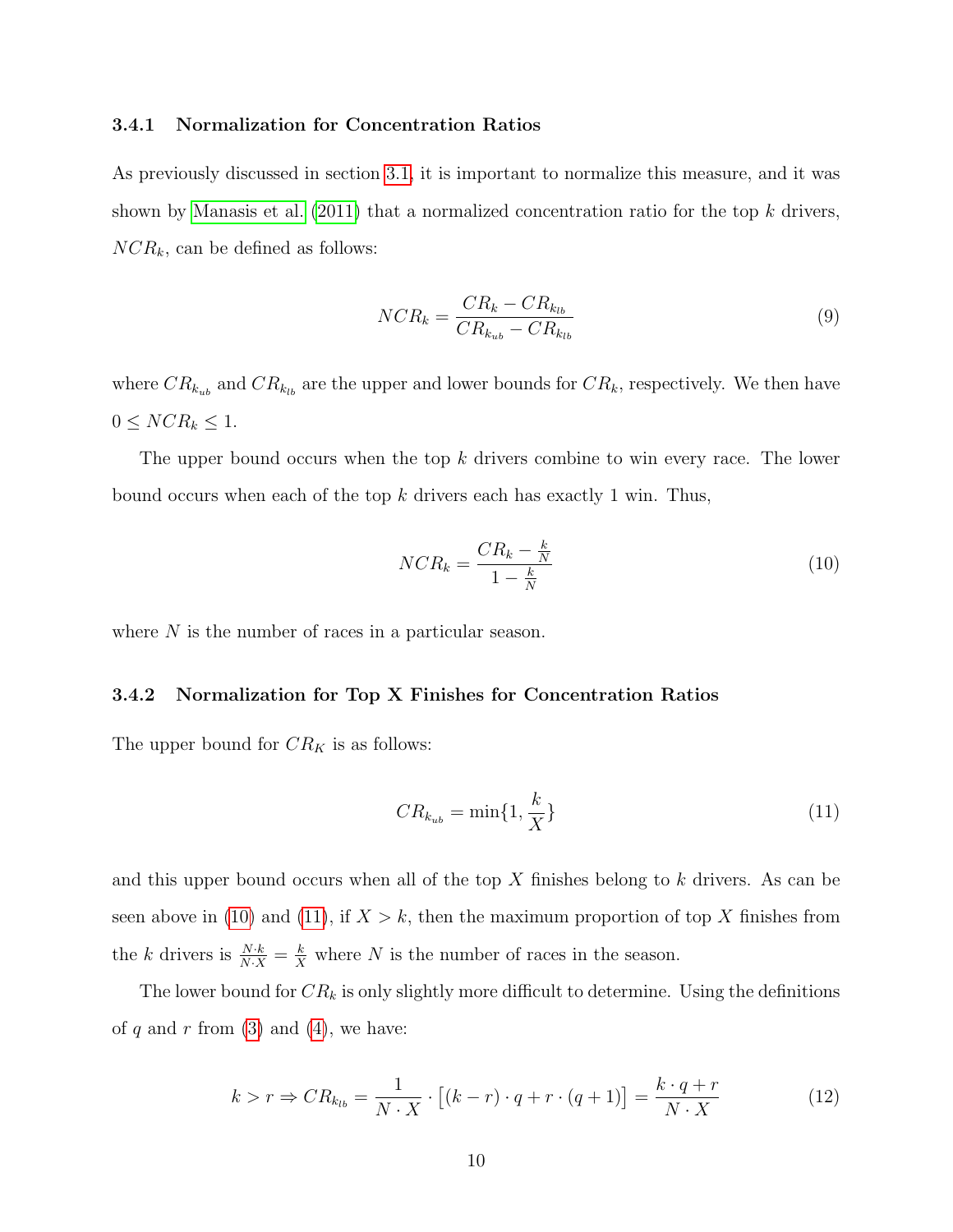### 3.4.1 Normalization for Concentration Ratios

As previously discussed in section 3.1, it is important to normalize this measure, and it was shown by Manasis et al. (2011) that a normalized concentration ratio for the top $k$ drivers, $NCR_k$, can be defined as follows:

$$NCR_k = \frac{CR_k - CR_{k_{lb}}}{CR_{k_{ub}} - CR_{k_{lb}}} \tag{9}$$

where $CR_{k_{ub}}$ and $CR_{k_{lb}}$ are the upper and lower bounds for $CR_k$, respectively. We then have $0 \leq NCR_k \leq 1$.

The upper bound occurs when the top $k$ drivers combine to win every race. The lower bound occurs when each of the top $k$ drivers each has exactly 1 win. Thus,

$$NCR_k = \frac{CR_k - \frac{k}{N}}{1 - \frac{k}{N}} \tag{10}$$

where $N$ is the number of races in a particular season.

### 3.4.2 Normalization for Top X Finishes for Concentration Ratios

The upper bound for $CR_K$ is as follows:

$$CR_{k_{ub}} = \min\{1, \frac{k}{X}\} \tag{11}$$

and this upper bound occurs when all of the top $X$ finishes belong to $k$ drivers. As can be seen above in (10) and (11), if $X > k$, then the maximum proportion of top $X$ finishes from the $k$ drivers is $\frac{N \cdot k}{N \cdot X} = \frac{k}{X}$ where $N$ is the number of races in the season.

The lower bound for $CR_k$ is only slightly more difficult to determine. Using the definitions of $q$ and $r$ from (3) and (4), we have:

$$k > r \Rightarrow CR_{k_{lb}} = \frac{1}{N \cdot X} \cdot \left[(k - r) \cdot q + r \cdot (q + 1)\right] = \frac{k \cdot q + r}{N \cdot X} \tag{12}$$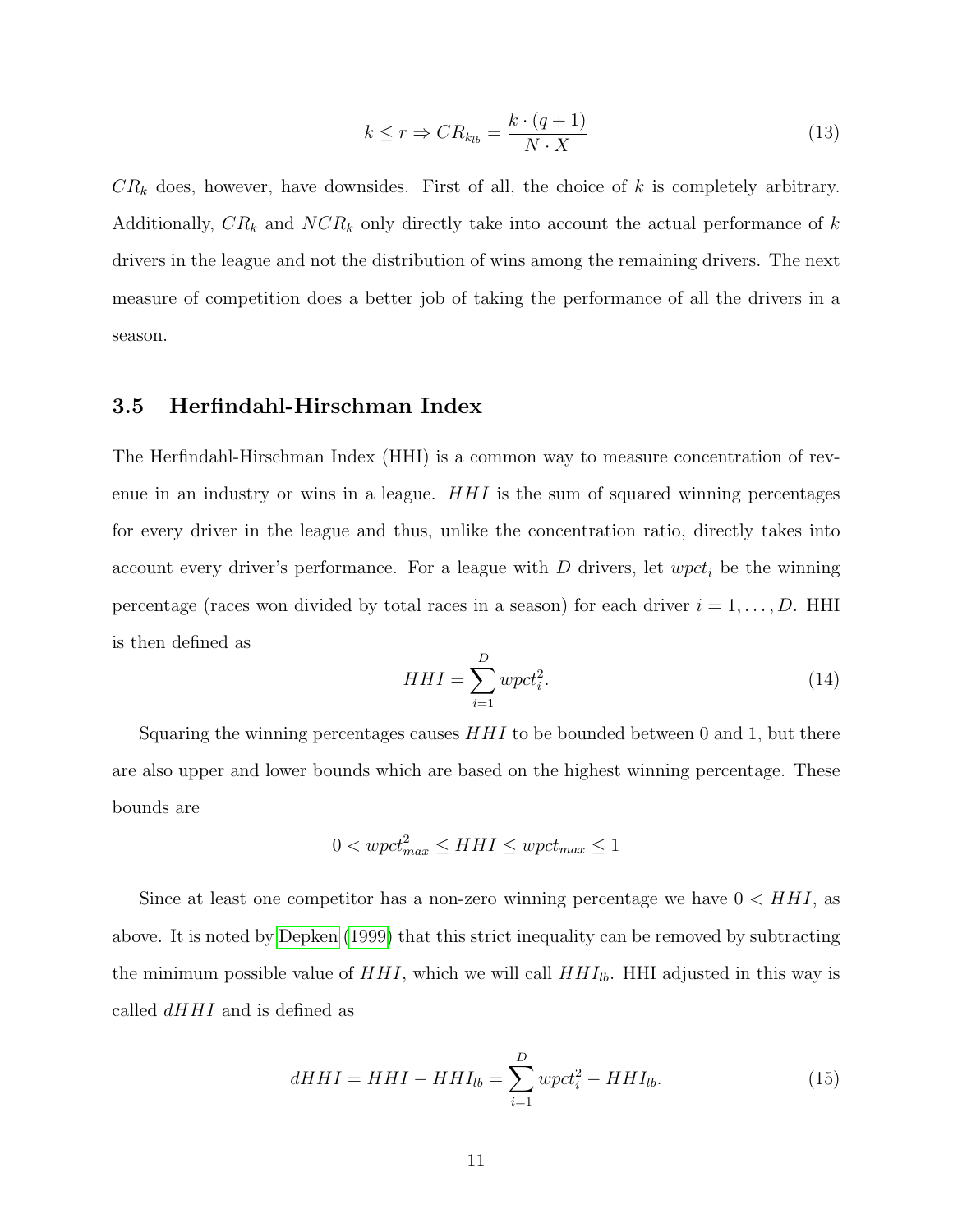$$k \leq r \Rightarrow CR_{k_{lb}} = \frac{k \cdot (q+1)}{N \cdot X} \tag{13}$$

$CR_k$ does, however, have downsides. First of all, the choice of $k$ is completely arbitrary. Additionally, $CR_k$ and $NCR_k$ only directly take into account the actual performance of $k$ drivers in the league and not the distribution of wins among the remaining drivers. The next measure of competition does a better job of taking the performance of all the drivers in a season.

### 3.5 Herfindahl-Hirschman Index

The Herfindahl-Hirschman Index (HHI) is a common way to measure concentration of revenue in an industry or wins in a league. $HHI$ is the sum of squared winning percentages for every driver in the league and thus, unlike the concentration ratio, directly takes into account every driver's performance. For a league with $D$ drivers, let $wpct_i$ be the winning percentage (races won divided by total races in a season) for each driver $i = 1, \ldots, D$. HHI is then defined as

$$HHI = \sum_{i=1}^{D} wpct_i^2. \tag{14}$$

Squaring the winning percentages causes $HHI$ to be bounded between 0 and 1, but there are also upper and lower bounds which are based on the highest winning percentage. These bounds are

$$0 < wpct_{max}^2 \leq HHI \leq wpct_{max} \leq 1$$

Since at least one competitor has a non-zero winning percentage we have $0 < HHI$, as above. It is noted by Depken (1999) that this strict inequality can be removed by subtracting the minimum possible value of $HHI$, which we will call $HHI_{lb}$. HHI adjusted in this way is called $dHHI$ and is defined as

$$dHHI = HHI - HHI_{lb} = \sum_{i=1}^{D} wpct_i^2 - HHI_{lb}. \tag{15}$$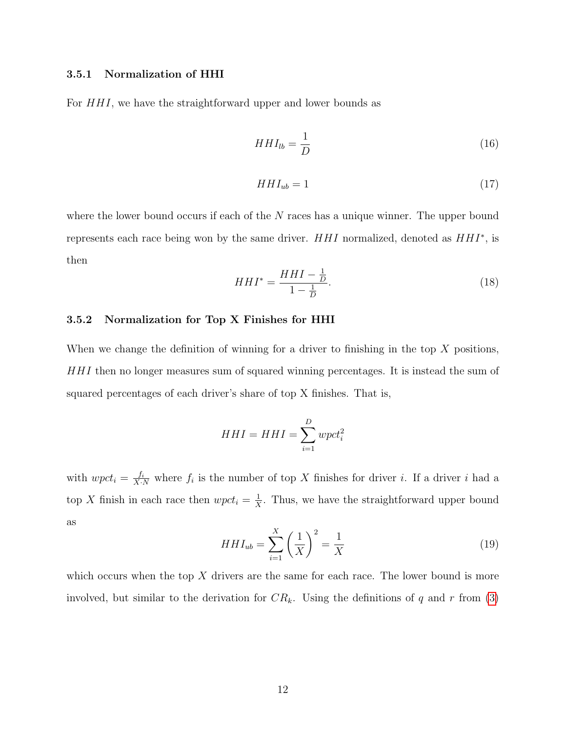### 3.5.1 Normalization of HHI

For $HHI$, we have the straightforward upper and lower bounds as

$$HHI_{lb} = \frac{1}{D} \tag{16}$$

$$HHI_{ub} = 1 \tag{17}$$

where the lower bound occurs if each of the $N$ races has a unique winner. The upper bound represents each race being won by the same driver. $HHI$ normalized, denoted as $HHI^*$, is then

$$HHI^* = \frac{HHI - \frac{1}{D}}{1 - \frac{1}{D}}. \tag{18}$$

### 3.5.2 Normalization for Top X Finishes for HHI

When we change the definition of winning for a driver to finishing in the top $X$ positions, $HHI$ then no longer measures sum of squared winning percentages. It is instead the sum of squared percentages of each driver's share of top X finishes. That is,

$$HHI = HHI = \sum_{i=1}^{D} wpct_i^2$$

with $wpct_i = \frac{f_i}{X \cdot N}$ where $f_i$ is the number of top $X$ finishes for driver $i$. If a driver $i$ had a top $X$ finish in each race then $wpct_i = \frac{1}{X}$. Thus, we have the straightforward upper bound as

$$HHI_{ub} = \sum_{i=1}^{X} \left(\frac{1}{X}\right)^2 = \frac{1}{X} \tag{19}$$

which occurs when the top $X$ drivers are the same for each race. The lower bound is more involved, but similar to the derivation for $CR_k$. Using the definitions of $q$ and $r$ from (3)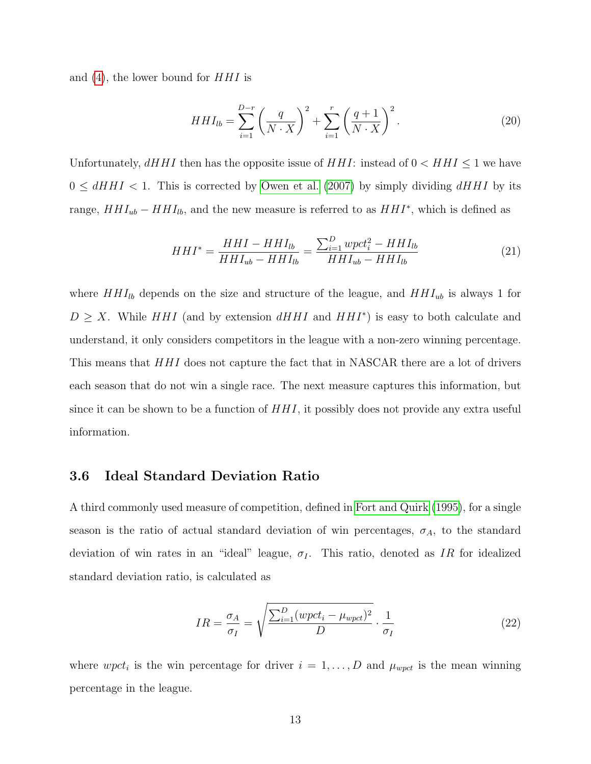and (4), the lower bound for $HHI$ is

$$HHI_{lb} = \sum_{i=1}^{D-r} \left( \frac{q}{N \cdot X} \right)^2 + \sum_{i=1}^{r} \left( \frac{q+1}{N \cdot X} \right)^2. \tag{20}$$

Unfortunately, $dHHI$ then has the opposite issue of $HHI$: instead of $0 < HHI \leq 1$ we have $0 \leq dHHI < 1$. This is corrected by Owen et al. (2007) by simply dividing $dHHI$ by its range, $HHI_{ub} - HHI_{lb}$, and the new measure is referred to as $HHI^*$, which is defined as

$$HHI^* = \frac{HHI - HHI_{lb}}{HHI_{ub} - HHI_{lb}} = \frac{\sum_{i=1}^{D} wpct_i^2 - HHI_{lb}}{HHI_{ub} - HHI_{lb}} \tag{21}$$

where $HHI_{lb}$ depends on the size and structure of the league, and $HHI_{ub}$ is always 1 for $D \geq X$. While $HHI$ (and by extension $dHHI$ and $HHI^*$) is easy to both calculate and understand, it only considers competitors in the league with a non-zero winning percentage. This means that $HHI$ does not capture the fact that in NASCAR there are a lot of drivers each season that do not win a single race. The next measure captures this information, but since it can be shown to be a function of $HHI$, it possibly does not provide any extra useful information.

### 3.6 Ideal Standard Deviation Ratio

A third commonly used measure of competition, defined in Fort and Quirk (1995), for a single season is the ratio of actual standard deviation of win percentages, $\sigma_A$, to the standard deviation of win rates in an "ideal" league, $\sigma_I$. This ratio, denoted as $IR$ for idealized standard deviation ratio, is calculated as

$$IR = \frac{\sigma_A}{\sigma_I} = \sqrt{\frac{\sum_{i=1}^{D} (wpct_i - \mu_{wpct})^2}{D}} \cdot \frac{1}{\sigma_I} \tag{22}$$

where $wpct_i$ is the win percentage for driver $i = 1, \ldots, D$ and $\mu_{wpct}$ is the mean winning percentage in the league.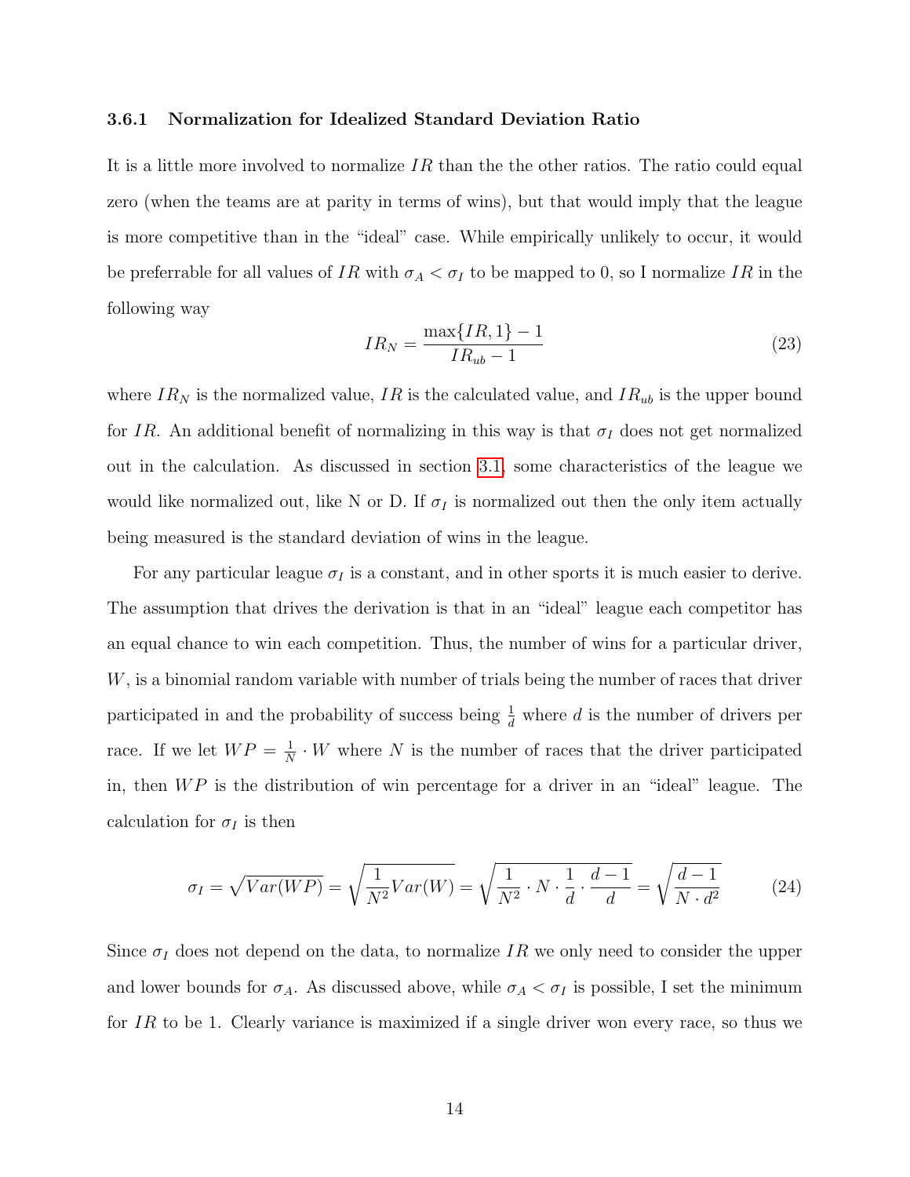### 3.6.1 Normalization for Idealized Standard Deviation Ratio

It is a little more involved to normalize $IR$ than the the other ratios. The ratio could equal zero (when the teams are at parity in terms of wins), but that would imply that the league is more competitive than in the "ideal" case. While empirically unlikely to occur, it would be preferrable for all values of $IR$ with $\sigma_A < \sigma_I$ to be mapped to 0, so I normalize $IR$ in the following way

$$IR_N = \frac{\max\{IR, 1\} - 1}{IR_{ub} - 1} \tag{23}$$

where $IR_N$ is the normalized value, $IR$ is the calculated value, and $IR_{ub}$ is the upper bound for $IR$. An additional benefit of normalizing in this way is that $\sigma_I$ does not get normalized out in the calculation. As discussed in section 3.1, some characteristics of the league we would like normalized out, like N or D. If $\sigma_I$ is normalized out then the only item actually being measured is the standard deviation of wins in the league.

For any particular league $\sigma_I$ is a constant, and in other sports it is much easier to derive. The assumption that drives the derivation is that in an "ideal" league each competitor has an equal chance to win each competition. Thus, the number of wins for a particular driver, $W$, is a binomial random variable with number of trials being the number of races that driver participated in and the probability of success being $\frac{1}{d}$ where $d$ is the number of drivers per race. If we let $WP = \frac{1}{N} \cdot W$ where $N$ is the number of races that the driver participated in, then $WP$ is the distribution of win percentage for a driver in an "ideal" league. The calculation for $\sigma_I$ is then

$$\sigma_I = \sqrt{Var(WP)} = \sqrt{\frac{1}{N^2} Var(W)} = \sqrt{\frac{1}{N^2} \cdot N \cdot \frac{1}{d} \cdot \frac{d-1}{d}} = \sqrt{\frac{d-1}{N \cdot d^2}} \tag{24}$$

Since $\sigma_I$ does not depend on the data, to normalize $IR$ we only need to consider the upper and lower bounds for $\sigma_A$. As discussed above, while $\sigma_A < \sigma_I$ is possible, I set the minimum for $IR$ to be 1. Clearly variance is maximized if a single driver won every race, so thus we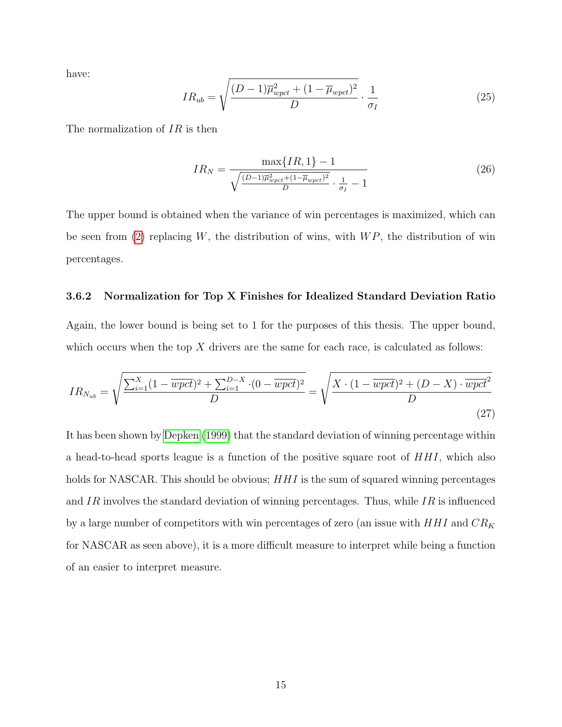have:

$$IR_{ub} = \sqrt{\frac{(D-1)\overline{\mu}_{wpct}^2 + (1-\overline{\mu}_{wpct})^2}{D}} \cdot \frac{1}{\sigma_I} \tag{25}$$

The normalization of $IR$ is then

$$IR_N = \frac{\max\{IR, 1\} - 1}{\sqrt{\frac{(D-1)\overline{\mu}_{wpct}^2 + (1-\overline{\mu}_{wpct})^2}{D}} \cdot \frac{1}{\sigma_I} - 1} \tag{26}$$

The upper bound is obtained when the variance of win percentages is maximized, which can be seen from (2) replacing $W$, the distribution of wins, with $WP$, the distribution of win percentages.

### 3.6.2 Normalization for Top X Finishes for Idealized Standard Deviation Ratio

Again, the lower bound is being set to 1 for the purposes of this thesis. The upper bound, which occurs when the top $X$ drivers are the same for each race, is calculated as follows:

$$IR_{N_{ub}} = \sqrt{\frac{\sum_{i=1}^{X}(1-\overline{wpct})^2 + \sum_{i=1}^{D-X} \cdot (0-\overline{wpct})^2}{D}} = \sqrt{\frac{X \cdot (1-\overline{wpct})^2 + (D-X) \cdot \overline{wpct}^2}{D}} \tag{27}$$

It has been shown by Depken (1999) that the standard deviation of winning percentage within a head-to-head sports league is a function of the positive square root of $HHI$, which also holds for NASCAR. This should be obvious; $HHI$ is the sum of squared winning percentages and $IR$ involves the standard deviation of winning percentages. Thus, while $IR$ is influenced by a large number of competitors with win percentages of zero (an issue with $HHI$ and $CR_K$ for NASCAR as seen above), it is a more difficult measure to interpret while being a function of an easier to interpret measure.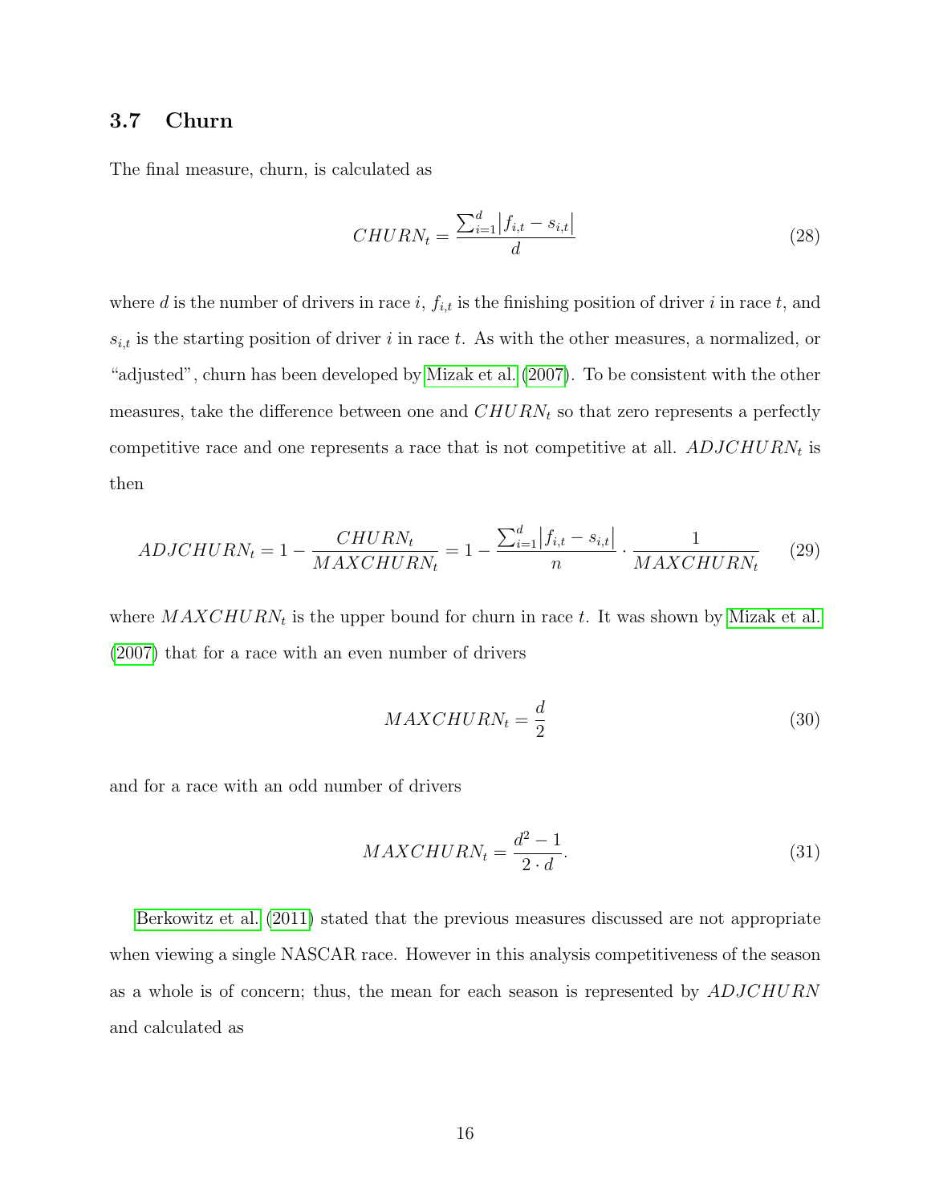### 3.7 Churn

The final measure, churn, is calculated as

$$CHURN_t = \frac{\sum_{i=1}^{d} \left| f_{i,t} - s_{i,t} \right|}{d} \tag{28}$$

where $d$ is the number of drivers in race $i$, $f_{i,t}$ is the finishing position of driver $i$ in race $t$, and $s_{i,t}$ is the starting position of driver $i$ in race $t$. As with the other measures, a normalized, or "adjusted", churn has been developed by Mizak et al. (2007). To be consistent with the other measures, take the difference between one and $CHURN_t$ so that zero represents a perfectly competitive race and one represents a race that is not competitive at all. $ADJCHURN_t$ is then

$$ADJCHURN_t = 1 - \frac{CHURN_t}{MAXCHURN_t} = 1 - \frac{\sum_{i=1}^{d} \left| f_{i,t} - s_{i,t} \right|}{n} \cdot \frac{1}{MAXCHURN_t} \tag{29}$$

where $MAXCHURN_t$ is the upper bound for churn in race $t$. It was shown by Mizak et al. (2007) that for a race with an even number of drivers

$$MAXCHURN_t = \frac{d}{2} \tag{30}$$

and for a race with an odd number of drivers

$$MAXCHURN_t = \frac{d^2 - 1}{2 \cdot d}. \tag{31}$$

Berkowitz et al. (2011) stated that the previous measures discussed are not appropriate when viewing a single NASCAR race. However in this analysis competitiveness of the season as a whole is of concern; thus, the mean for each season is represented by $ADJCHURN$ and calculated as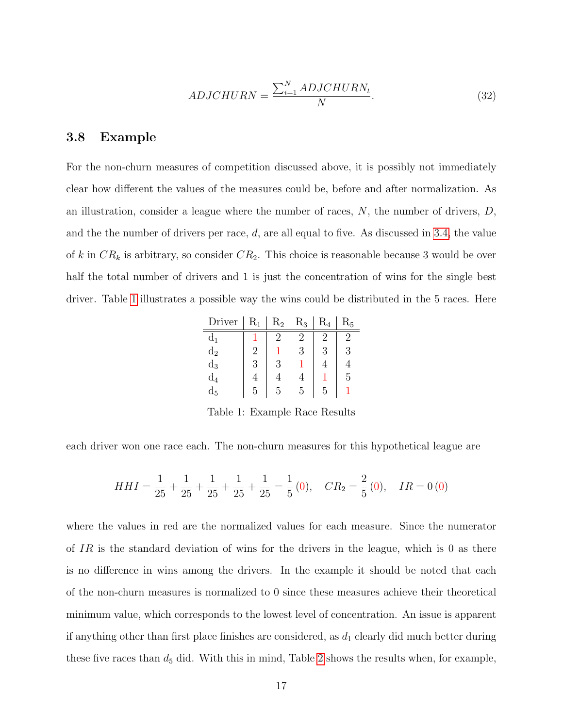$$ADJCHURN = \frac{\sum_{i=1}^{N} ADJCHURN_t}{N}. \tag{32}$$

### 3.8 Example

For the non-churn measures of competition discussed above, it is possibly not immediately clear how different the values of the measures could be, before and after normalization. As an illustration, consider a league where the number of races, $N$, the number of drivers, $D$, and the the number of drivers per race, $d$, are all equal to five. As discussed in 3.4, the value of $k$ in $CR_k$ is arbitrary, so consider $CR_2$. This choice is reasonable because 3 would be over half the total number of drivers and 1 is just the concentration of wins for the single best driver. Table 1 illustrates a possible way the wins could be distributed in the 5 races. Here

| Driver | $R_1$ | $R_2$ | $R_3$ | $R_4$ | $R_5$ |
|---|---|---|---|---|---|
| $d_1$ | 1 | 2 | 2 | 2 | 2 |
| $d_2$ | 2 | 1 | 3 | 3 | 3 |
| $d_3$ | 3 | 3 | 1 | 4 | 4 |
| $d_4$ | 4 | 4 | 4 | 1 | 5 |
| $d_5$ | 5 | 5 | 5 | 5 | 1 |

Table 1: Example Race Results

each driver won one race each. The non-churn measures for this hypothetical league are

$$HHI = \frac{1}{25} + \frac{1}{25} + \frac{1}{25} + \frac{1}{25} + \frac{1}{25} = \frac{1}{5}\,(0), \quad CR_2 = \frac{2}{5}\,(0), \quad IR = 0\,(0)$$

where the values in red are the normalized values for each measure. Since the numerator of $IR$ is the standard deviation of wins for the drivers in the league, which is 0 as there is no difference in wins among the drivers. In the example it should be noted that each of the non-churn measures is normalized to 0 since these measures achieve their theoretical minimum value, which corresponds to the lowest level of concentration. An issue is apparent if anything other than first place finishes are considered, as $d_1$ clearly did much better during these five races than $d_5$ did. With this in mind, Table 2 shows the results when, for example,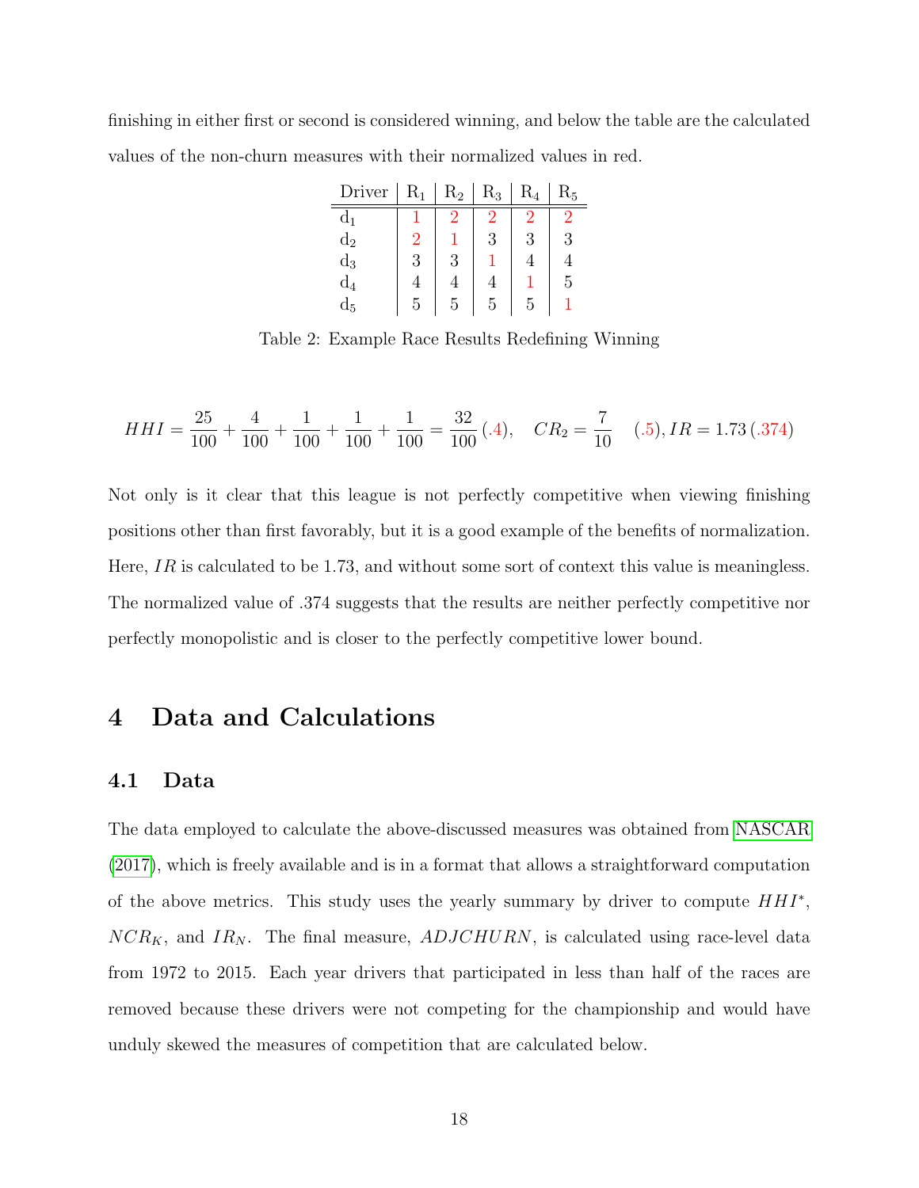finishing in either first or second is considered winning, and below the table are the calculated values of the non-churn measures with their normalized values in red.

| Driver | $R_1$ | $R_2$ | $R_3$ | $R_4$ | $R_5$ |
|---|---|---|---|---|---|
| $d_1$ | 1 | 2 | 2 | 2 | 2 |
| $d_2$ | 2 | 1 | 3 | 3 | 3 |
| $d_3$ | 3 | 3 | 1 | 4 | 4 |
| $d_4$ | 4 | 4 | 4 | 1 | 5 |
| $d_5$ | 5 | 5 | 5 | 5 | 1 |

Table 2: Example Race Results Redefining Winning

$$HHI = \frac{25}{100} + \frac{4}{100} + \frac{1}{100} + \frac{1}{100} + \frac{1}{100} = \frac{32}{100}\,(.4), \quad CR_2 = \frac{7}{10} \quad (.5), IR = 1.73\,(.374)$$

Not only is it clear that this league is not perfectly competitive when viewing finishing positions other than first favorably, but it is a good example of the benefits of normalization. Here, $IR$ is calculated to be 1.73, and without some sort of context this value is meaningless. The normalized value of .374 suggests that the results are neither perfectly competitive nor perfectly monopolistic and is closer to the perfectly competitive lower bound.

# 4 Data and Calculations

## 4.1 Data

The data employed to calculate the above-discussed measures was obtained from NASCAR (2017), which is freely available and is in a format that allows a straightforward computation of the above metrics. This study uses the yearly summary by driver to compute $HHI^*$, $NCR_K$, and $IR_N$. The final measure, $ADJCHURN$, is calculated using race-level data from 1972 to 2015. Each year drivers that participated in less than half of the races are removed because these drivers were not competing for the championship and would have unduly skewed the measures of competition that are calculated below.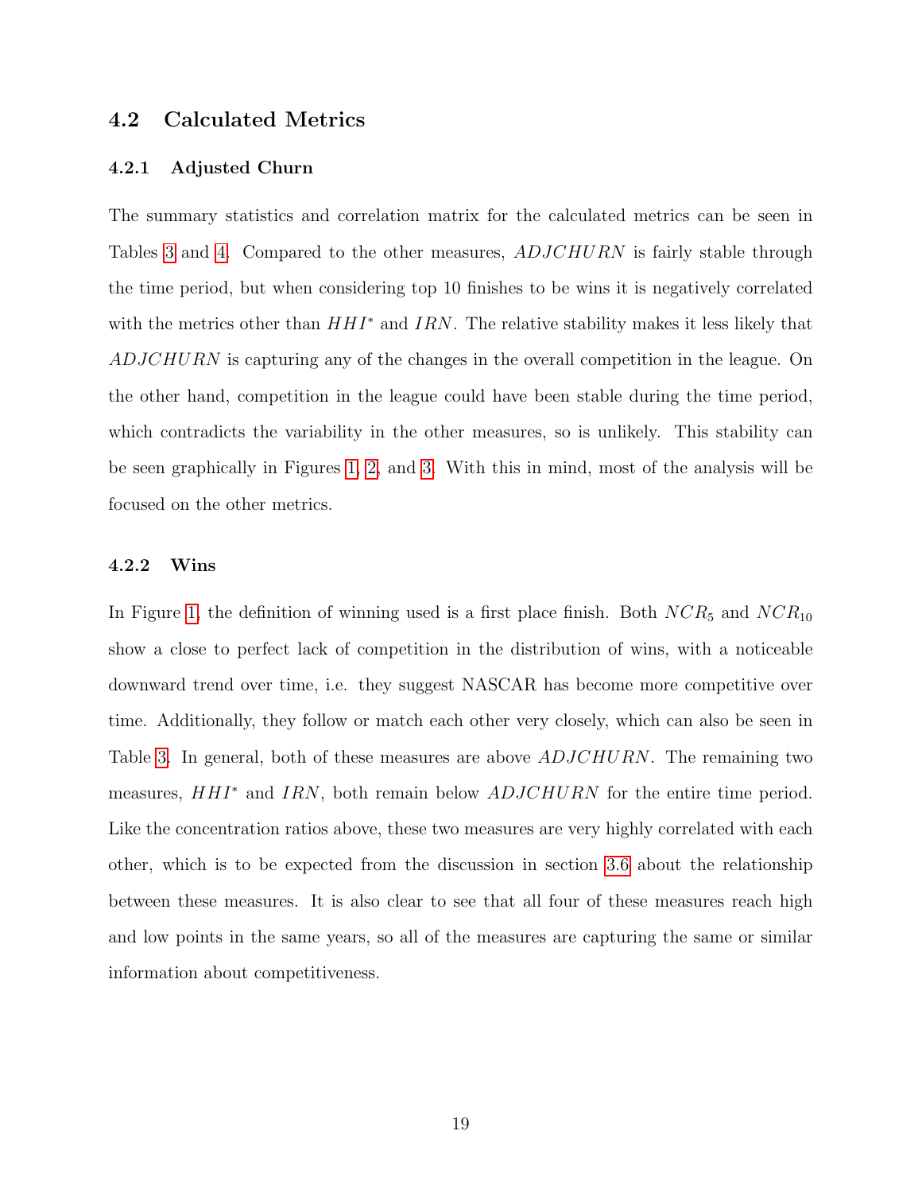## 4.2 Calculated Metrics

### 4.2.1 Adjusted Churn

The summary statistics and correlation matrix for the calculated metrics can be seen in Tables 3 and 4. Compared to the other measures, $ADJCHURN$ is fairly stable through the time period, but when considering top 10 finishes to be wins it is negatively correlated with the metrics other than $HHI^*$ and $IRN$. The relative stability makes it less likely that $ADJCHURN$ is capturing any of the changes in the overall competition in the league. On the other hand, competition in the league could have been stable during the time period, which contradicts the variability in the other measures, so is unlikely. This stability can be seen graphically in Figures 1, 2, and 3. With this in mind, most of the analysis will be focused on the other metrics.

### 4.2.2 Wins

In Figure 1, the definition of winning used is a first place finish. Both $NCR_5$ and $NCR_{10}$ show a close to perfect lack of competition in the distribution of wins, with a noticeable downward trend over time, i.e. they suggest NASCAR has become more competitive over time. Additionally, they follow or match each other very closely, which can also be seen in Table 3. In general, both of these measures are above $ADJCHURN$. The remaining two measures, $HHI^*$ and $IRN$, both remain below $ADJCHURN$ for the entire time period. Like the concentration ratios above, these two measures are very highly correlated with each other, which is to be expected from the discussion in section 3.6 about the relationship between these measures. It is also clear to see that all four of these measures reach high and low points in the same years, so all of the measures are capturing the same or similar information about competitiveness.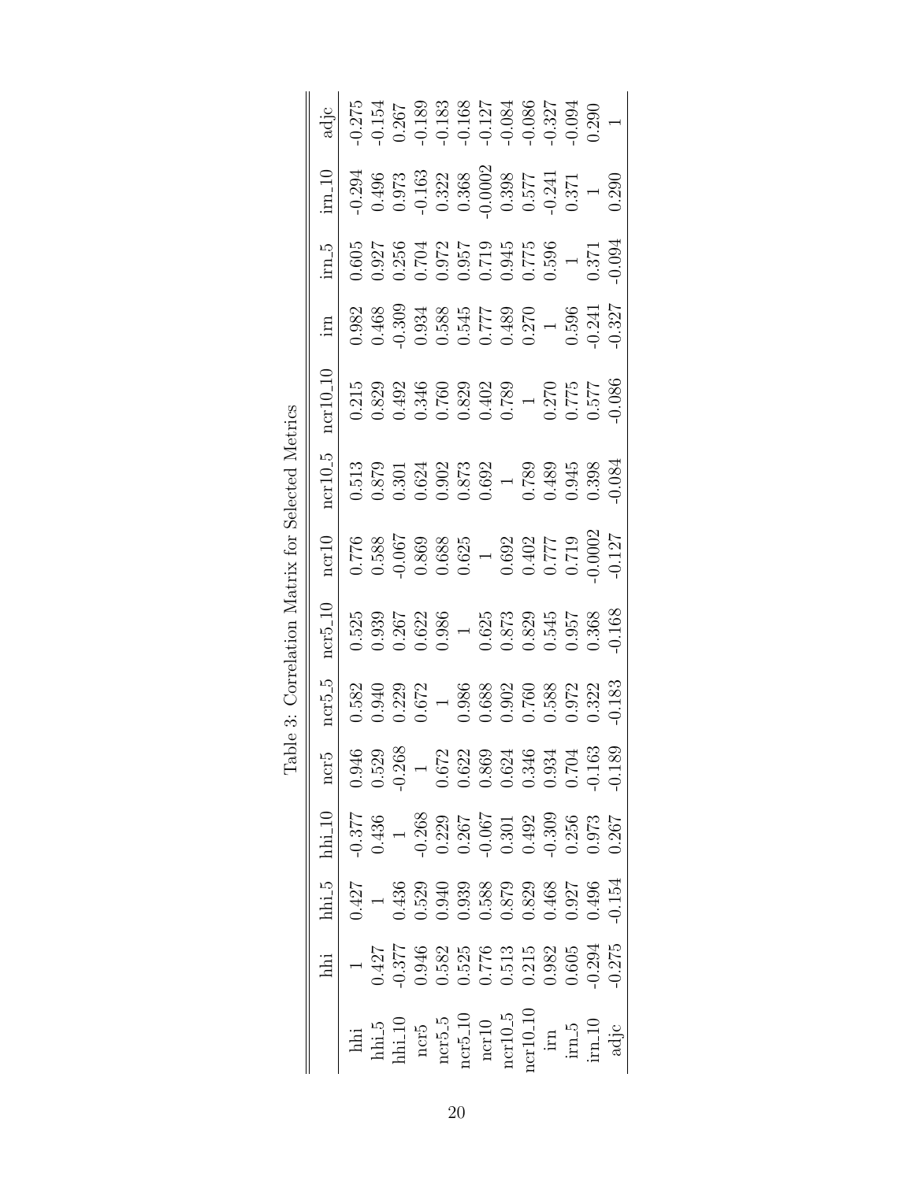Table 3: Correlation Matrix for Selected Metrics

| | hhi | hhi_5 | hhi_10 | ncr5 | ncr5_5 | ncr5_10 | ncr10 | ncr10_5 | ncr10_10 | irn | irn_5 | irn_10 | adjc |
|---|---|---|---|---|---|---|---|---|---|---|---|---|---|
| hhi | 1 | 0.427 | -0.377 | 0.946 | 0.582 | 0.525 | 0.776 | 0.513 | 0.215 | 0.982 | 0.605 | -0.294 | -0.275 |
| hhi_5 | 0.427 | 1 | 0.436 | 0.529 | 0.940 | 0.939 | 0.588 | 0.879 | 0.829 | 0.468 | 0.927 | 0.496 | -0.154 |
| hhi_10 | -0.377 | 0.436 | 1 | -0.268 | 0.229 | 0.267 | -0.067 | 0.301 | 0.492 | -0.309 | 0.256 | 0.973 | 0.267 |
| ncr5 | 0.946 | 0.529 | -0.268 | 1 | 0.672 | 0.622 | 0.869 | 0.624 | 0.346 | 0.934 | 0.704 | -0.163 | -0.189 |
| ncr5_5 | 0.582 | 0.940 | 0.229 | 0.672 | 1 | 0.986 | 0.688 | 0.902 | 0.760 | 0.588 | 0.972 | 0.322 | -0.183 |
| ncr5_10 | 0.525 | 0.939 | 0.267 | 0.622 | 0.986 | 1 | 0.625 | 0.873 | 0.829 | 0.545 | 0.957 | 0.368 | -0.168 |
| ncr10 | 0.776 | 0.588 | -0.067 | 0.869 | 0.688 | 0.625 | 1 | 0.692 | 0.402 | 0.777 | 0.719 | -0.0002 | -0.127 |
| ncr10_5 | 0.513 | 0.879 | 0.301 | 0.624 | 0.902 | 0.873 | 0.692 | 1 | 0.789 | 0.489 | 0.945 | 0.398 | -0.084 |
| ncr10_10 | 0.215 | 0.829 | 0.492 | 0.346 | 0.760 | 0.829 | 0.402 | 0.789 | 1 | 0.270 | 0.775 | 0.577 | -0.086 |
| irn | 0.982 | 0.468 | -0.309 | 0.934 | 0.588 | 0.545 | 0.777 | 0.489 | 0.270 | 1 | 0.596 | -0.241 | -0.327 |
| irn_5 | 0.605 | 0.927 | 0.256 | 0.704 | 0.972 | 0.957 | 0.719 | 0.945 | 0.775 | 0.596 | 1 | 0.371 | -0.094 |
| irn_10 | -0.294 | 0.496 | 0.973 | -0.163 | 0.322 | 0.368 | -0.0002 | 0.398 | 0.577 | -0.241 | 0.371 | 1 | 0.290 |
| adjc | -0.275 | -0.154 | 0.267 | -0.189 | -0.183 | -0.168 | -0.127 | -0.084 | -0.086 | -0.327 | -0.094 | 0.290 | 1 |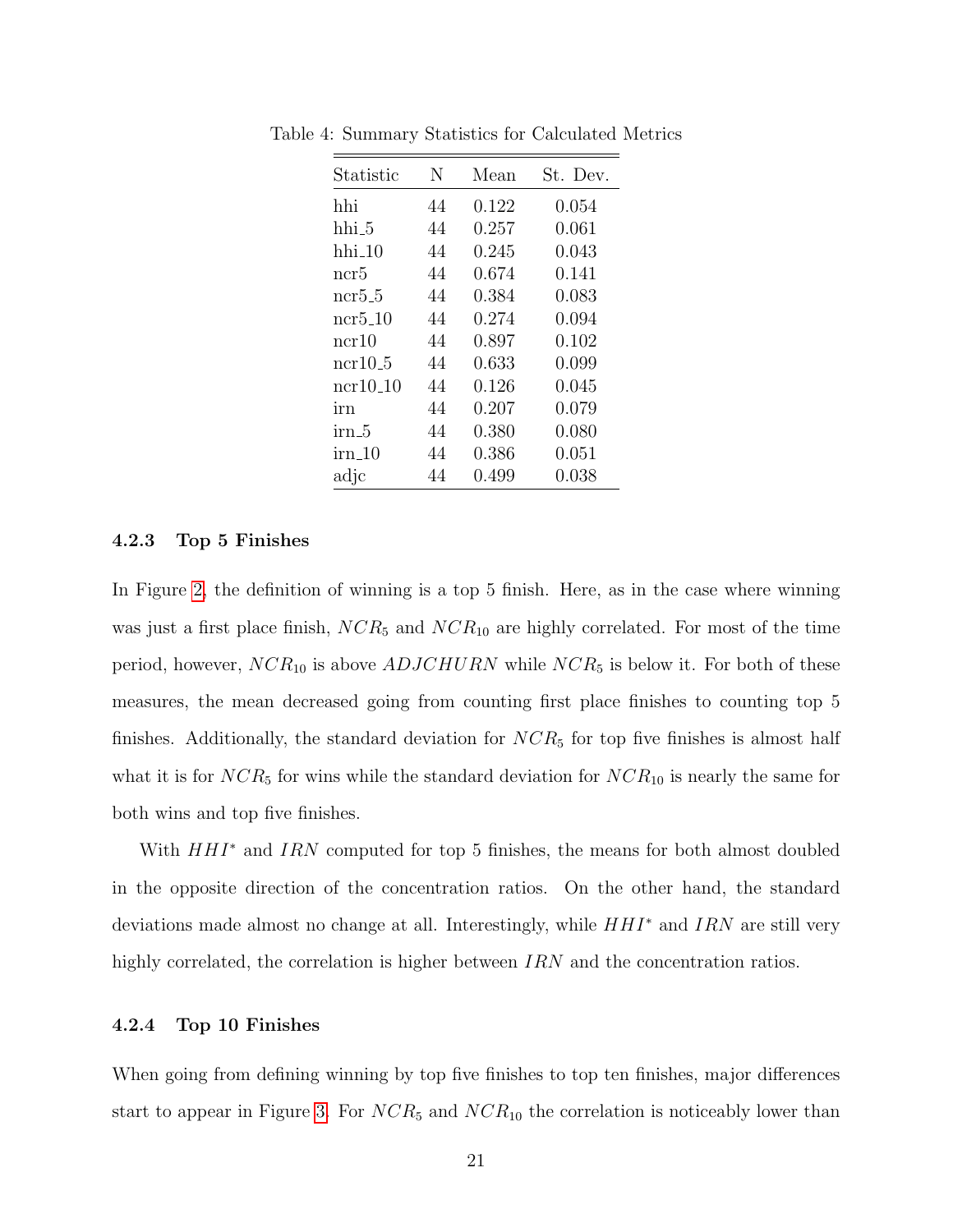Table 4: Summary Statistics for Calculated Metrics

| Statistic | N | Mean | St. Dev. |
|---|---|---|---|
| hhi | 44 | 0.122 | 0.054 |
| hhi_5 | 44 | 0.257 | 0.061 |
| hhi_10 | 44 | 0.245 | 0.043 |
| ncr5 | 44 | 0.674 | 0.141 |
| ncr5_5 | 44 | 0.384 | 0.083 |
| ncr5_10 | 44 | 0.274 | 0.094 |
| ncr10 | 44 | 0.897 | 0.102 |
| ncr10_5 | 44 | 0.633 | 0.099 |
| ncr10_10 | 44 | 0.126 | 0.045 |
| irn | 44 | 0.207 | 0.079 |
| irn_5 | 44 | 0.380 | 0.080 |
| irn_10 | 44 | 0.386 | 0.051 |
| adjc | 44 | 0.499 | 0.038 |

#### 4.2.3 Top 5 Finishes

In Figure 2, the definition of winning is a top 5 finish. Here, as in the case where winning was just a first place finish, $NCR_5$ and $NCR_{10}$ are highly correlated. For most of the time period, however, $NCR_{10}$ is above $ADJCHURN$ while $NCR_5$ is below it. For both of these measures, the mean decreased going from counting first place finishes to counting top 5 finishes. Additionally, the standard deviation for $NCR_5$ for top five finishes is almost half what it is for $NCR_5$ for wins while the standard deviation for $NCR_{10}$ is nearly the same for both wins and top five finishes.

With $HHI^*$ and $IRN$ computed for top 5 finishes, the means for both almost doubled in the opposite direction of the concentration ratios. On the other hand, the standard deviations made almost no change at all. Interestingly, while $HHI^*$ and $IRN$ are still very highly correlated, the correlation is higher between $IRN$ and the concentration ratios.

#### 4.2.4 Top 10 Finishes

When going from defining winning by top five finishes to top ten finishes, major differences start to appear in Figure 3. For $NCR_5$ and $NCR_{10}$ the correlation is noticeably lower than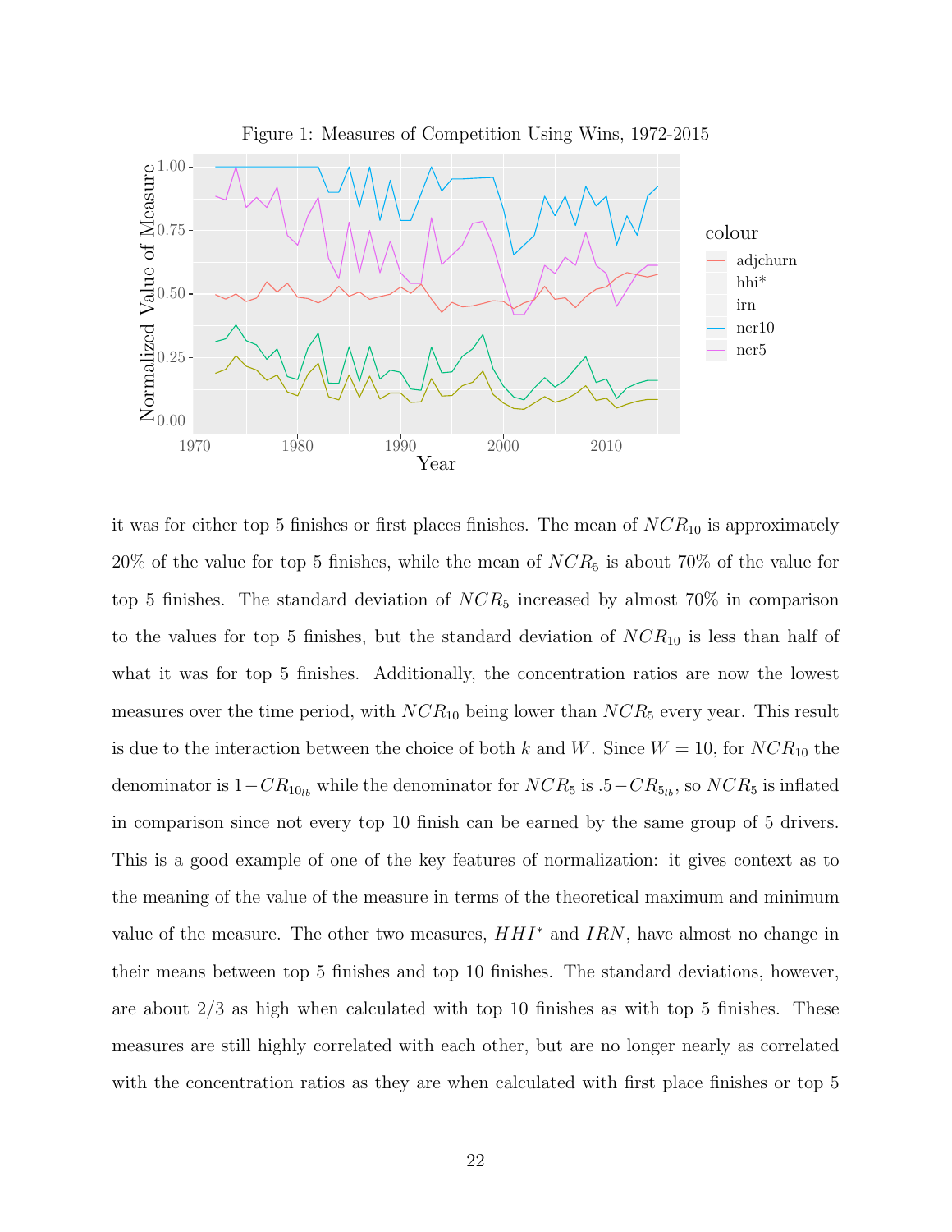Figure 1: Measures of Competition Using Wins, 1972-2015

it was for either top 5 finishes or first places finishes. The mean of $NCR_{10}$ is approximately 20% of the value for top 5 finishes, while the mean of $NCR_5$ is about 70% of the value for top 5 finishes. The standard deviation of $NCR_5$ increased by almost 70% in comparison to the values for top 5 finishes, but the standard deviation of $NCR_{10}$ is less than half of what it was for top 5 finishes. Additionally, the concentration ratios are now the lowest measures over the time period, with $NCR_{10}$ being lower than $NCR_5$ every year. This result is due to the interaction between the choice of both $k$ and $W$. Since $W = 10$, for $NCR_{10}$ the denominator is $1 - CR_{10_{lb}}$ while the denominator for $NCR_5$ is $.5 - CR_{5_{lb}}$, so $NCR_5$ is inflated in comparison since not every top 10 finish can be earned by the same group of 5 drivers. This is a good example of one of the key features of normalization: it gives context as to the meaning of the value of the measure in terms of the theoretical maximum and minimum value of the measure. The other two measures, $HHI^*$ and $IRN$, have almost no change in their means between top 5 finishes and top 10 finishes. The standard deviations, however, are about 2/3 as high when calculated with top 10 finishes as with top 5 finishes. These measures are still highly correlated with each other, but are no longer nearly as correlated with the concentration ratios as they are when calculated with first place finishes or top 5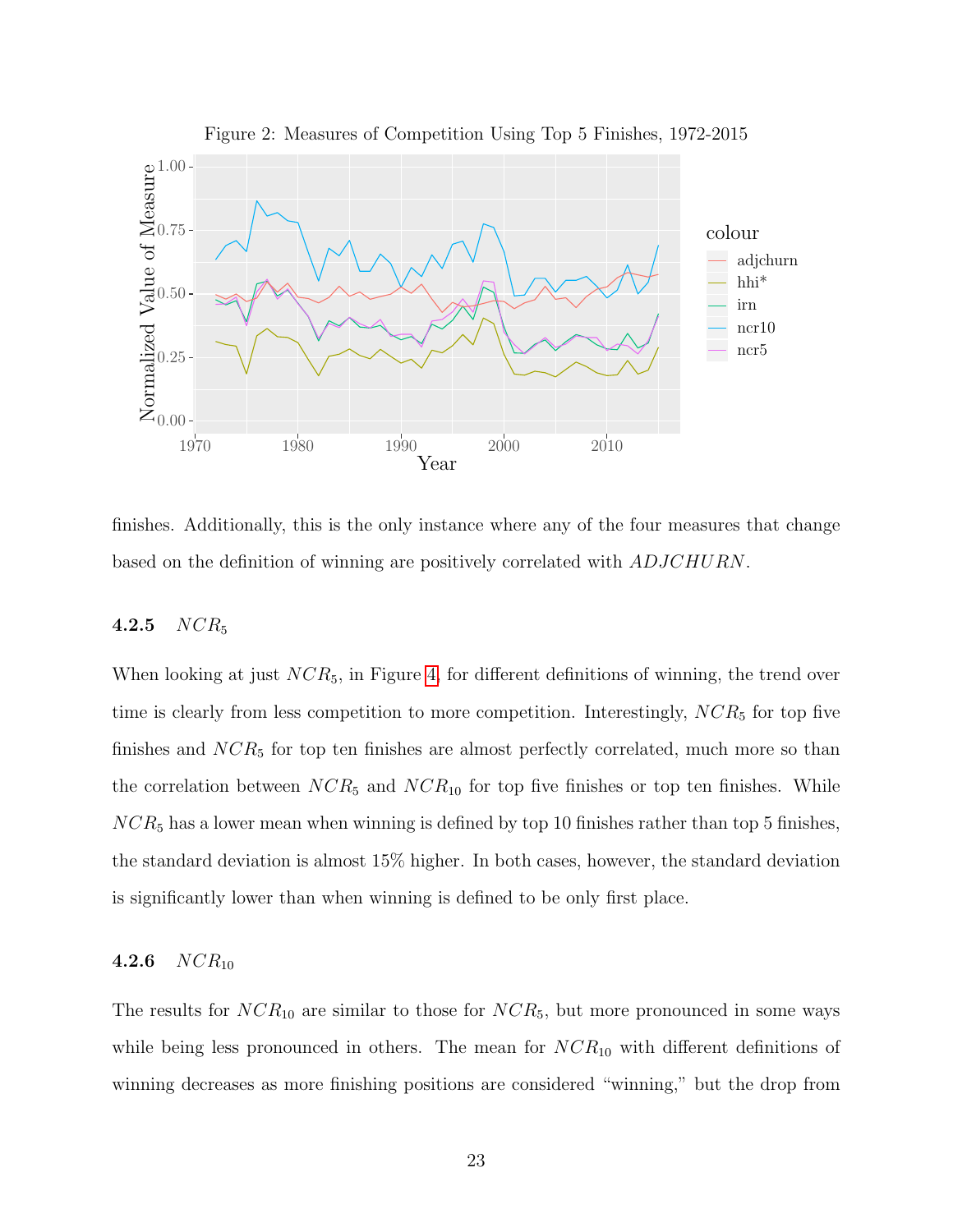Figure 2: Measures of Competition Using Top 5 Finishes, 1972-2015

finishes. Additionally, this is the only instance where any of the four measures that change based on the definition of winning are positively correlated with $ADJCHURN$.

#### 4.2.5 $NCR_5$

When looking at just $NCR_5$, in Figure 4, for different definitions of winning, the trend over time is clearly from less competition to more competition. Interestingly, $NCR_5$ for top five finishes and $NCR_5$ for top ten finishes are almost perfectly correlated, much more so than the correlation between $NCR_5$ and $NCR_{10}$ for top five finishes or top ten finishes. While $NCR_5$ has a lower mean when winning is defined by top 10 finishes rather than top 5 finishes, the standard deviation is almost 15% higher. In both cases, however, the standard deviation is significantly lower than when winning is defined to be only first place.

#### 4.2.6 $NCR_{10}$

The results for $NCR_{10}$ are similar to those for $NCR_5$, but more pronounced in some ways while being less pronounced in others. The mean for $NCR_{10}$ with different definitions of winning decreases as more finishing positions are considered "winning," but the drop from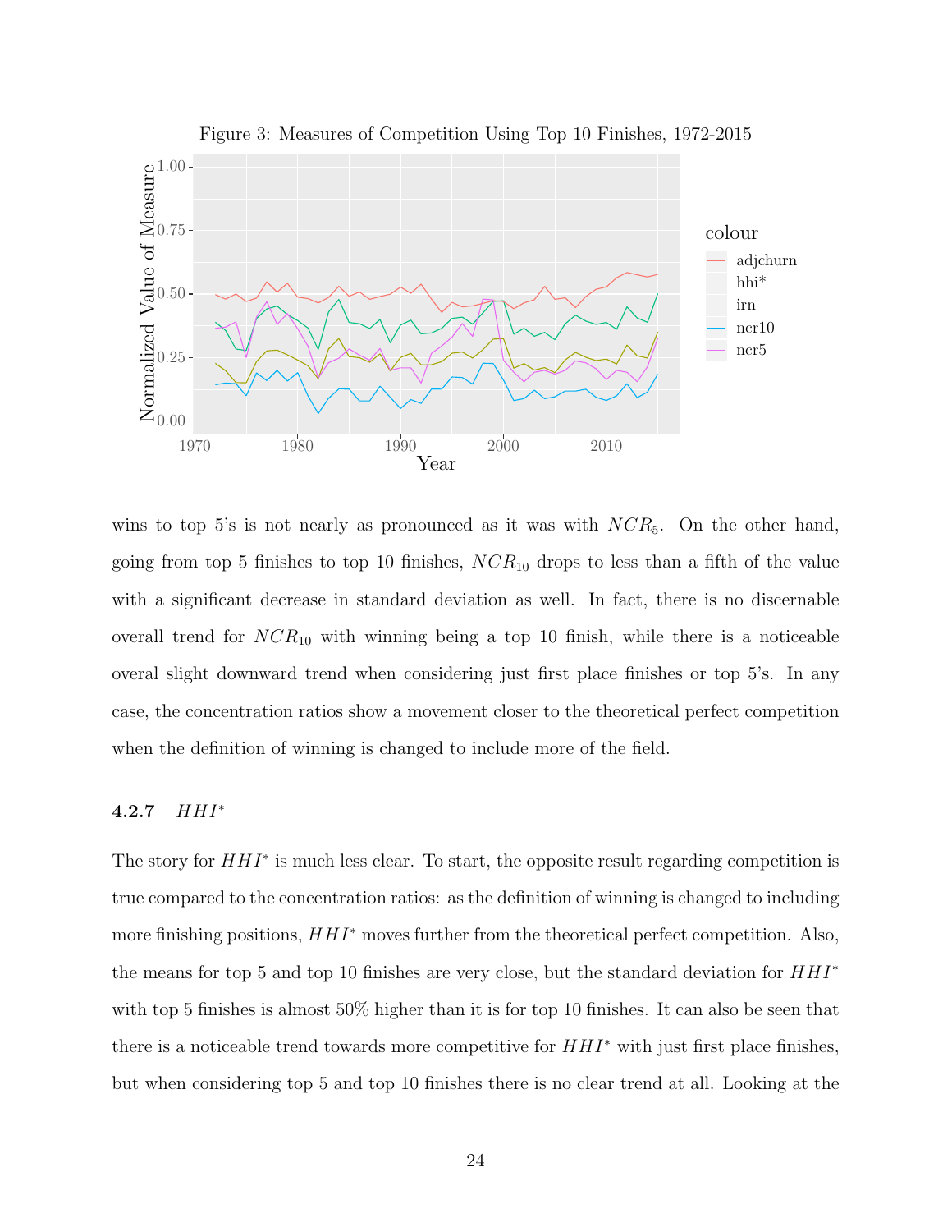Figure 3: Measures of Competition Using Top 10 Finishes, 1972-2015

wins to top 5's is not nearly as pronounced as it was with $NCR_5$. On the other hand, going from top 5 finishes to top 10 finishes, $NCR_{10}$ drops to less than a fifth of the value with a significant decrease in standard deviation as well. In fact, there is no discernable overall trend for $NCR_{10}$ with winning being a top 10 finish, while there is a noticeable overal slight downward trend when considering just first place finishes or top 5's. In any case, the concentration ratios show a movement closer to the theoretical perfect competition when the definition of winning is changed to include more of the field.

#### 4.2.7 $HHI^*$

The story for $HHI^*$ is much less clear. To start, the opposite result regarding competition is true compared to the concentration ratios: as the definition of winning is changed to including more finishing positions, $HHI^*$ moves further from the theoretical perfect competition. Also, the means for top 5 and top 10 finishes are very close, but the standard deviation for $HHI^*$ with top 5 finishes is almost 50% higher than it is for top 10 finishes. It can also be seen that there is a noticeable trend towards more competitive for $HHI^*$ with just first place finishes, but when considering top 5 and top 10 finishes there is no clear trend at all. Looking at the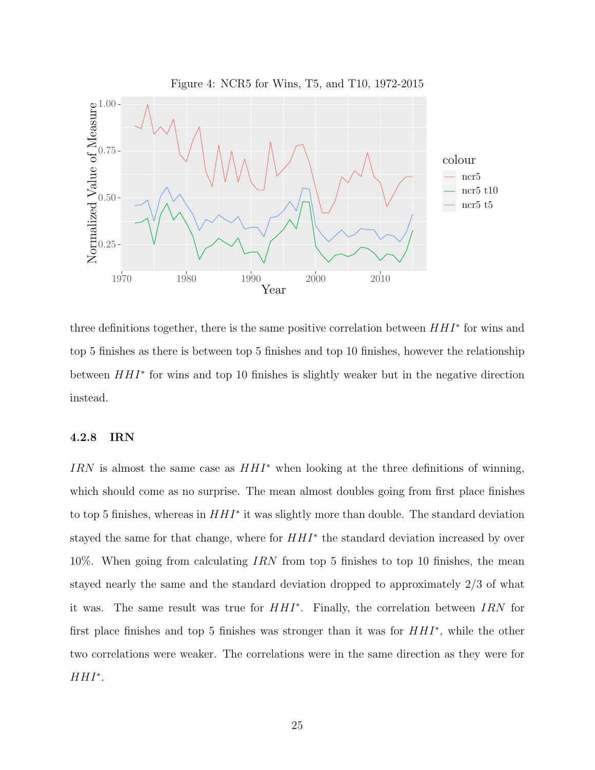Figure 4: NCR5 for Wins, T5, and T10, 1972-2015

three definitions together, there is the same positive correlation between $HHI^*$ for wins and top 5 finishes as there is between top 5 finishes and top 10 finishes, however the relationship between $HHI^*$ for wins and top 10 finishes is slightly weaker but in the negative direction instead.

#### 4.2.8 IRN

$IRN$ is almost the same case as $HHI^*$ when looking at the three definitions of winning, which should come as no surprise. The mean almost doubles going from first place finishes to top 5 finishes, whereas in $HHI^*$ it was slightly more than double. The standard deviation stayed the same for that change, where for $HHI^*$ the standard deviation increased by over 10%. When going from calculating $IRN$ from top 5 finishes to top 10 finishes, the mean stayed nearly the same and the standard deviation dropped to approximately 2/3 of what it was. The same result was true for $HHI^*$. Finally, the correlation between $IRN$ for first place finishes and top 5 finishes was stronger than it was for $HHI^*$, while the other two correlations were weaker. The correlations were in the same direction as they were for $HHI^*$.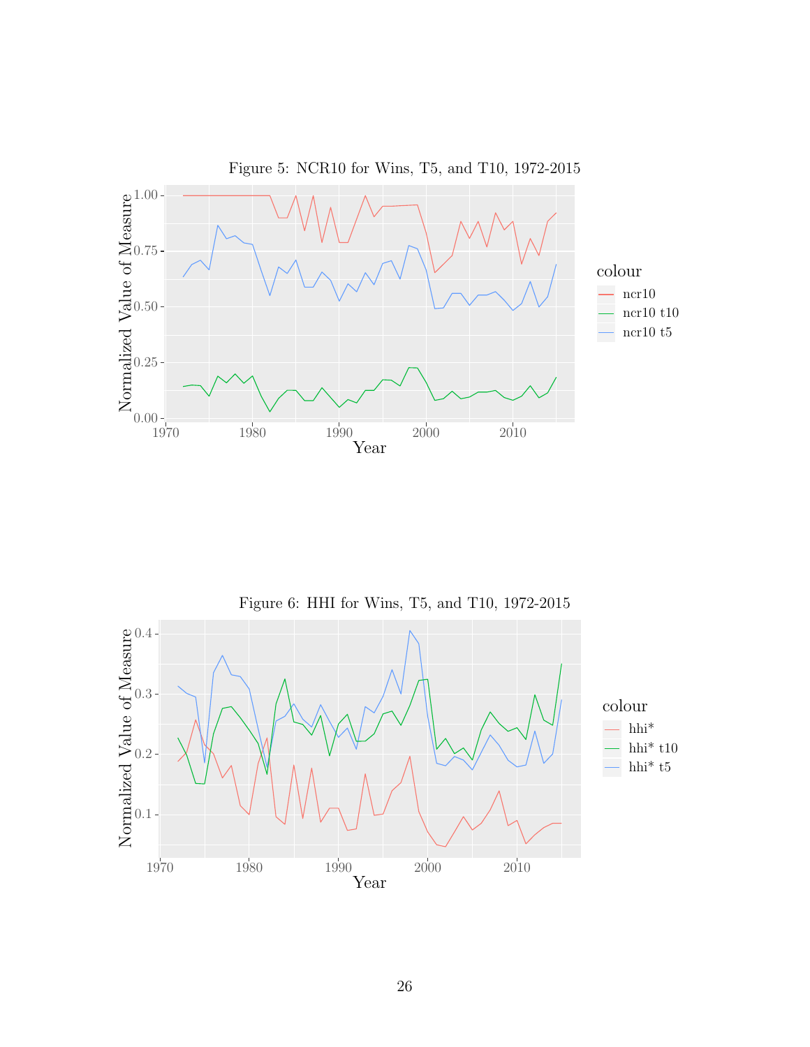Figure 5: NCR10 for Wins, T5, and T10, 1972-2015

Figure 6: HHI for Wins, T5, and T10, 1972-2015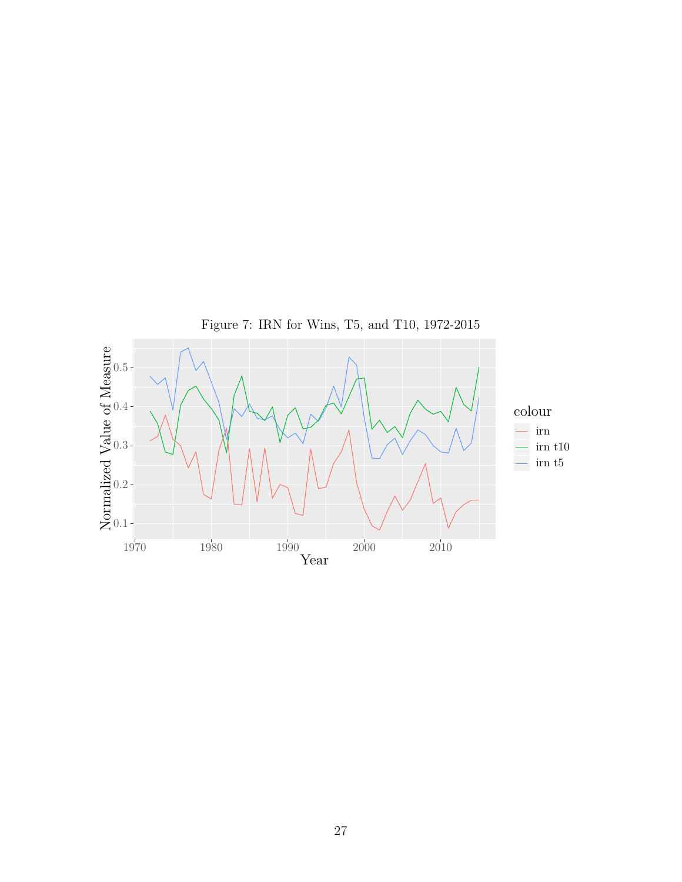Figure 7: IRN for Wins, T5, and T10, 1972-2015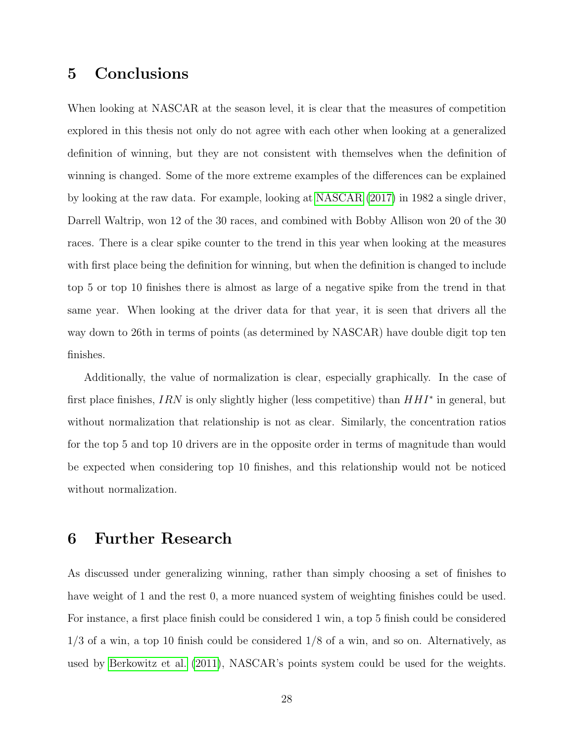# 5 Conclusions

When looking at NASCAR at the season level, it is clear that the measures of competition explored in this thesis not only do not agree with each other when looking at a generalized definition of winning, but they are not consistent with themselves when the definition of winning is changed. Some of the more extreme examples of the differences can be explained by looking at the raw data. For example, looking at NASCAR (2017) in 1982 a single driver, Darrell Waltrip, won 12 of the 30 races, and combined with Bobby Allison won 20 of the 30 races. There is a clear spike counter to the trend in this year when looking at the measures with first place being the definition for winning, but when the definition is changed to include top 5 or top 10 finishes there is almost as large of a negative spike from the trend in that same year. When looking at the driver data for that year, it is seen that drivers all the way down to 26th in terms of points (as determined by NASCAR) have double digit top ten finishes.

Additionally, the value of normalization is clear, especially graphically. In the case of first place finishes, $IRN$ is only slightly higher (less competitive) than $HHI^*$ in general, but without normalization that relationship is not as clear. Similarly, the concentration ratios for the top 5 and top 10 drivers are in the opposite order in terms of magnitude than would be expected when considering top 10 finishes, and this relationship would not be noticed without normalization.

# 6 Further Research

As discussed under generalizing winning, rather than simply choosing a set of finishes to have weight of 1 and the rest 0, a more nuanced system of weighting finishes could be used. For instance, a first place finish could be considered 1 win, a top 5 finish could be considered 1/3 of a win, a top 10 finish could be considered 1/8 of a win, and so on. Alternatively, as used by Berkowitz et al. (2011), NASCAR's points system could be used for the weights.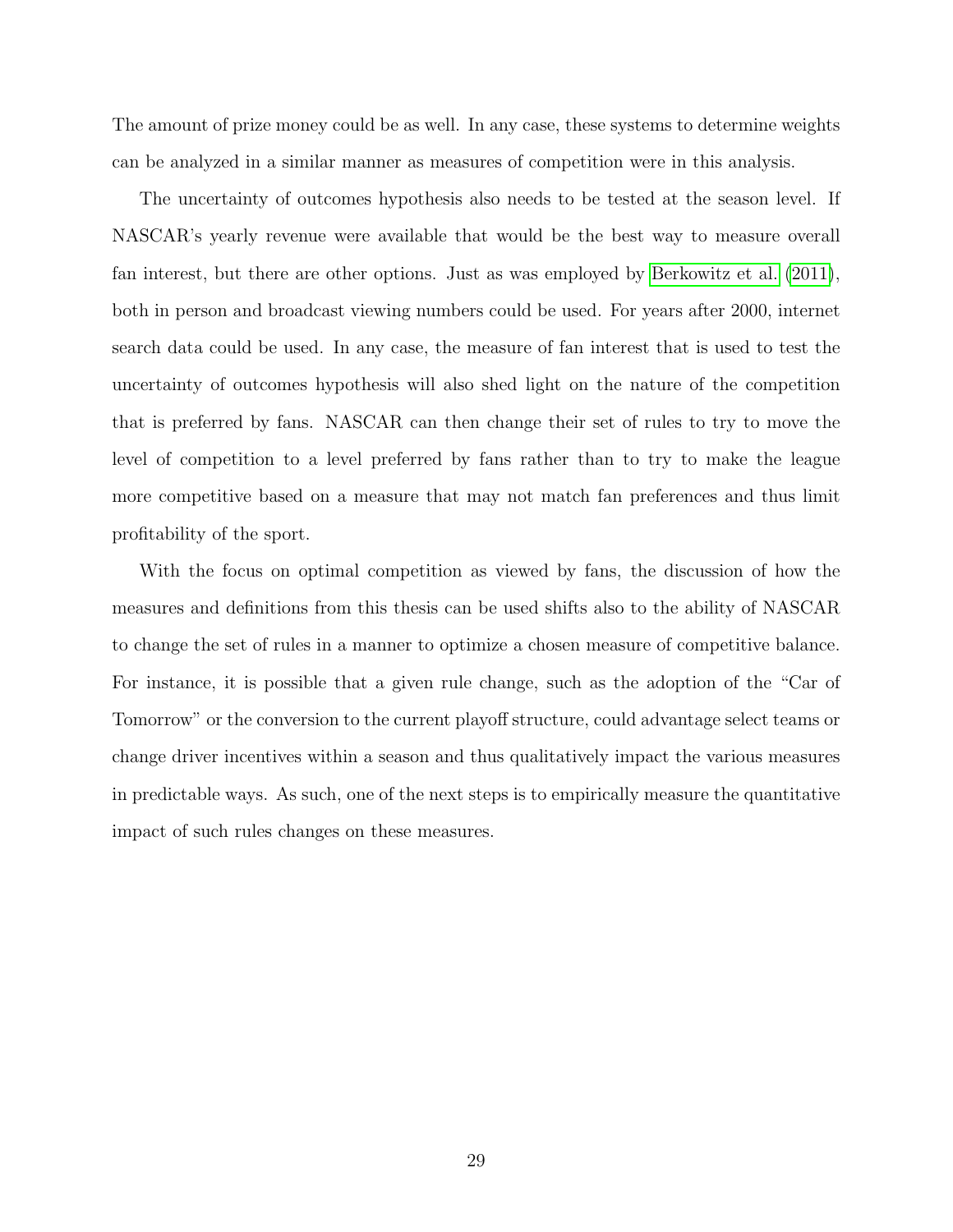The amount of prize money could be as well. In any case, these systems to determine weights can be analyzed in a similar manner as measures of competition were in this analysis.

The uncertainty of outcomes hypothesis also needs to be tested at the season level. If NASCAR's yearly revenue were available that would be the best way to measure overall fan interest, but there are other options. Just as was employed by Berkowitz et al. (2011), both in person and broadcast viewing numbers could be used. For years after 2000, internet search data could be used. In any case, the measure of fan interest that is used to test the uncertainty of outcomes hypothesis will also shed light on the nature of the competition that is preferred by fans. NASCAR can then change their set of rules to try to move the level of competition to a level preferred by fans rather than to try to make the league more competitive based on a measure that may not match fan preferences and thus limit profitability of the sport.

With the focus on optimal competition as viewed by fans, the discussion of how the measures and definitions from this thesis can be used shifts also to the ability of NASCAR to change the set of rules in a manner to optimize a chosen measure of competitive balance. For instance, it is possible that a given rule change, such as the adoption of the "Car of Tomorrow" or the conversion to the current playoff structure, could advantage select teams or change driver incentives within a season and thus qualitatively impact the various measures in predictable ways. As such, one of the next steps is to empirically measure the quantitative impact of such rules changes on these measures.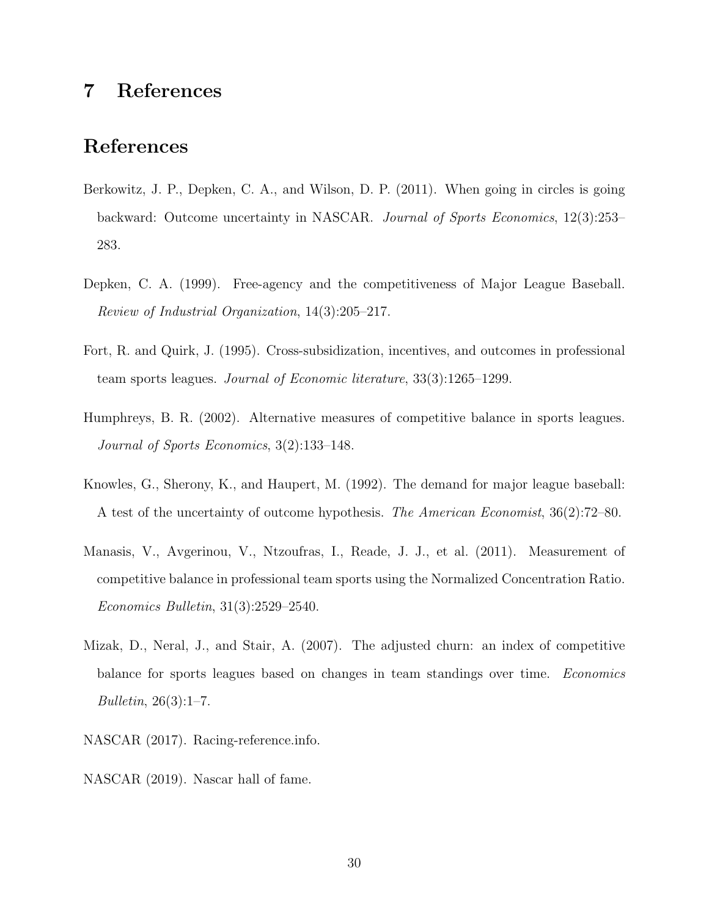# 7 References

## References

Berkowitz, J. P., Depken, C. A., and Wilson, D. P. (2011). When going in circles is going backward: Outcome uncertainty in NASCAR. *Journal of Sports Economics*, 12(3):253–283.

Depken, C. A. (1999). Free-agency and the competitiveness of Major League Baseball. *Review of Industrial Organization*, 14(3):205–217.

Fort, R. and Quirk, J. (1995). Cross-subsidization, incentives, and outcomes in professional team sports leagues. *Journal of Economic literature*, 33(3):1265–1299.

Humphreys, B. R. (2002). Alternative measures of competitive balance in sports leagues. *Journal of Sports Economics*, 3(2):133–148.

Knowles, G., Sherony, K., and Haupert, M. (1992). The demand for major league baseball: A test of the uncertainty of outcome hypothesis. *The American Economist*, 36(2):72–80.

Manasis, V., Avgerinou, V., Ntzoufras, I., Reade, J. J., et al. (2011). Measurement of competitive balance in professional team sports using the Normalized Concentration Ratio. *Economics Bulletin*, 31(3):2529–2540.

Mizak, D., Neral, J., and Stair, A. (2007). The adjusted churn: an index of competitive balance for sports leagues based on changes in team standings over time. *Economics Bulletin*, 26(3):1–7.

NASCAR (2017). Racing-reference.info.

NASCAR (2019). Nascar hall of fame.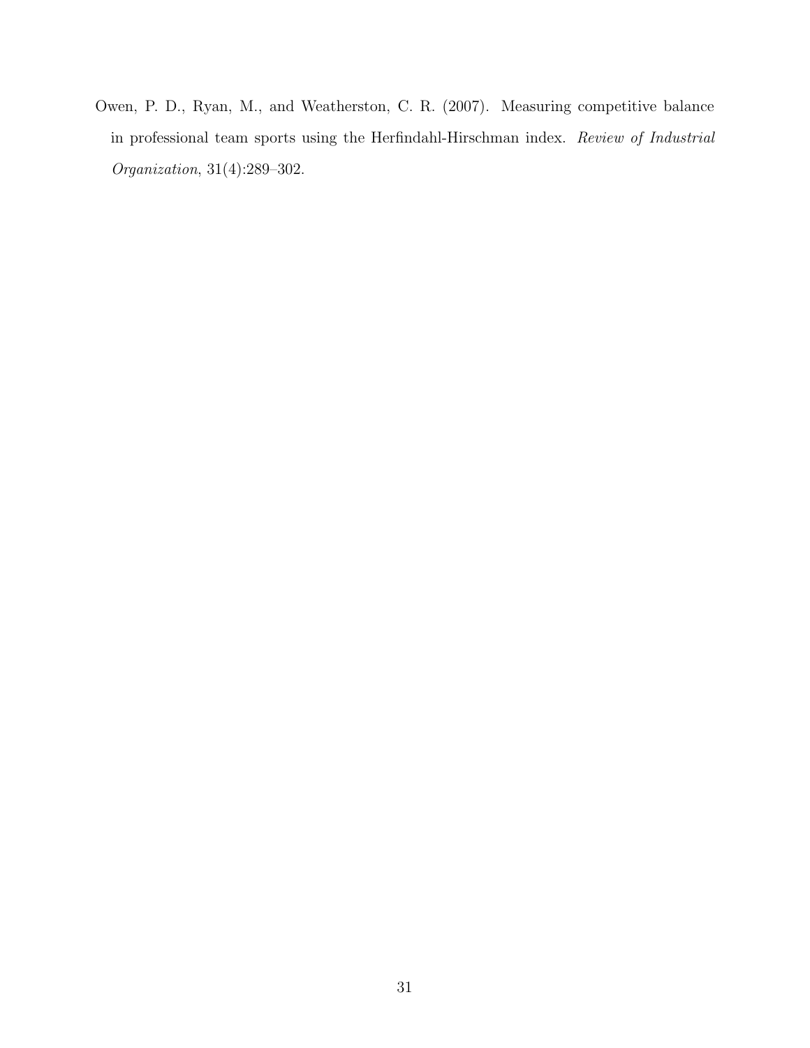Owen, P. D., Ryan, M., and Weatherston, C. R. (2007). Measuring competitive balance in professional team sports using the Herfindahl-Hirschman index. *Review of Industrial Organization*, 31(4):289–302.